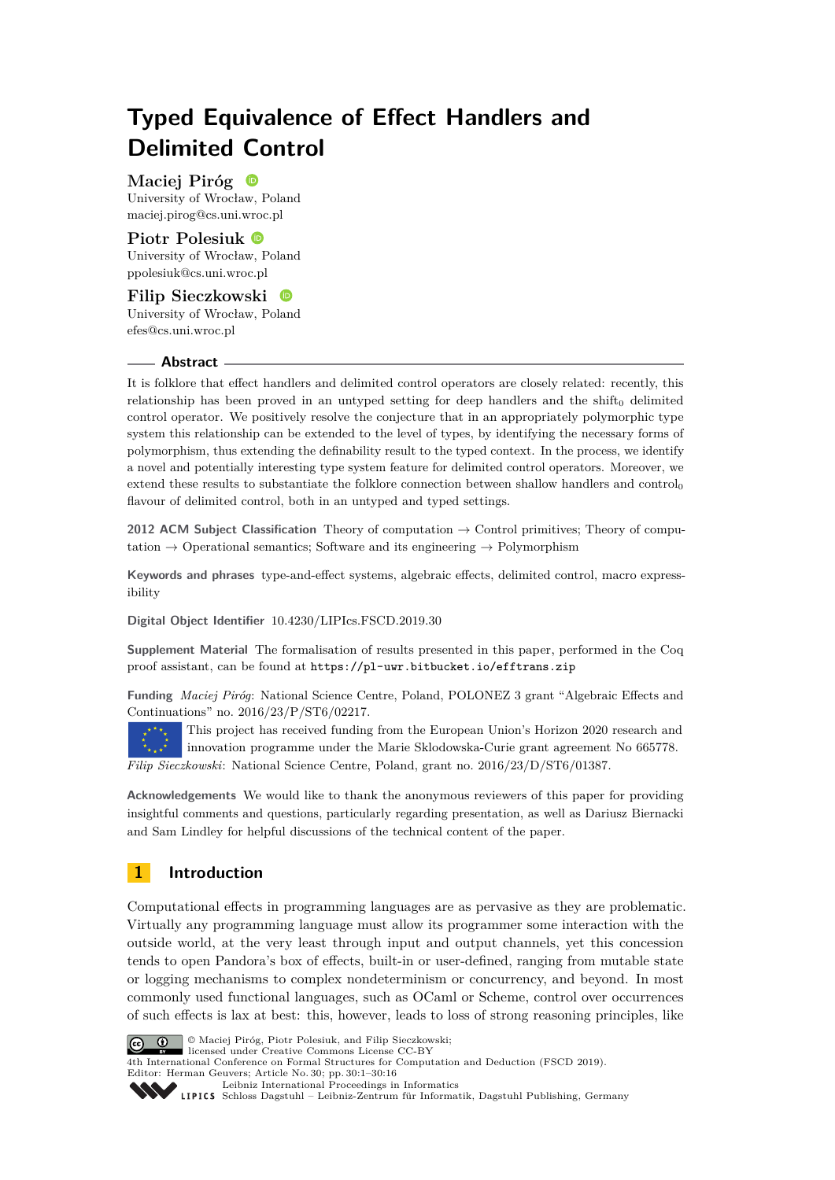# Typed Equivalence of Effect Handlers and Delimited Control

**Maciej Piróg**
University of Wrocław, Poland
maciej.pirog@cs.uni.wroc.pl

**Piotr Polesiuk**
University of Wrocław, Poland
ppolesiuk@cs.uni.wroc.pl

**Filip Sieczkowski**
University of Wrocław, Poland
efes@cs.uni.wroc.pl

## Abstract

It is folklore that effect handlers and delimited control operators are closely related: recently, this relationship has been proved in an untyped setting for deep handlers and the $\text{shift}_0$ delimited control operator. We positively resolve the conjecture that in an appropriately polymorphic type system this relationship can be extended to the level of types, by identifying the necessary forms of polymorphism, thus extending the definability result to the typed context. In the process, we identify a novel and potentially interesting type system feature for delimited control operators. Moreover, we extend these results to substantiate the folklore connection between shallow handlers and $\text{control}_0$ flavour of delimited control, both in an untyped and typed settings.

**2012 ACM Subject Classification** Theory of computation → Control primitives; Theory of computation → Operational semantics; Software and its engineering → Polymorphism

**Keywords and phrases** type-and-effect systems, algebraic effects, delimited control, macro expressibility

**Digital Object Identifier** 10.4230/LIPIcs.FSCD.2019.30

**Supplement Material** The formalisation of results presented in this paper, performed in the Coq proof assistant, can be found at `https://pl-uwr.bitbucket.io/efftrans.zip`

**Funding** *Maciej Piróg*: National Science Centre, Poland, POLONEZ 3 grant "Algebraic Effects and Continuations" no. 2016/23/P/ST6/02217.
This project has received funding from the European Union's Horizon 2020 research and innovation programme under the Marie Sklodowska-Curie grant agreement No 665778.
*Filip Sieczkowski*: National Science Centre, Poland, grant no. 2016/23/D/ST6/01387.

**Acknowledgements** We would like to thank the anonymous reviewers of this paper for providing insightful comments and questions, particularly regarding presentation, as well as Dariusz Biernacki and Sam Lindley for helpful discussions of the technical content of the paper.

## 1 Introduction

Computational effects in programming languages are as pervasive as they are problematic. Virtually any programming language must allow its programmer some interaction with the outside world, at the very least through input and output channels, yet this concession tends to open Pandora's box of effects, built-in or user-defined, ranging from mutable state or logging mechanisms to complex nondeterminism or concurrency, and beyond. In most commonly used functional languages, such as OCaml or Scheme, control over occurrences of such effects is lax at best: this, however, leads to loss of strong reasoning principles, like

© Maciej Piróg, Piotr Polesiuk, and Filip Sieczkowski; licensed under Creative Commons License CC-BY
4th International Conference on Formal Structures for Computation and Deduction (FSCD 2019).
Editor: Herman Geuvers; Article No. 30; pp. 30:1–30:16
Leibniz International Proceedings in Informatics
Schloss Dagstuhl – Leibniz-Zentrum für Informatik, Dagstuhl Publishing, Germany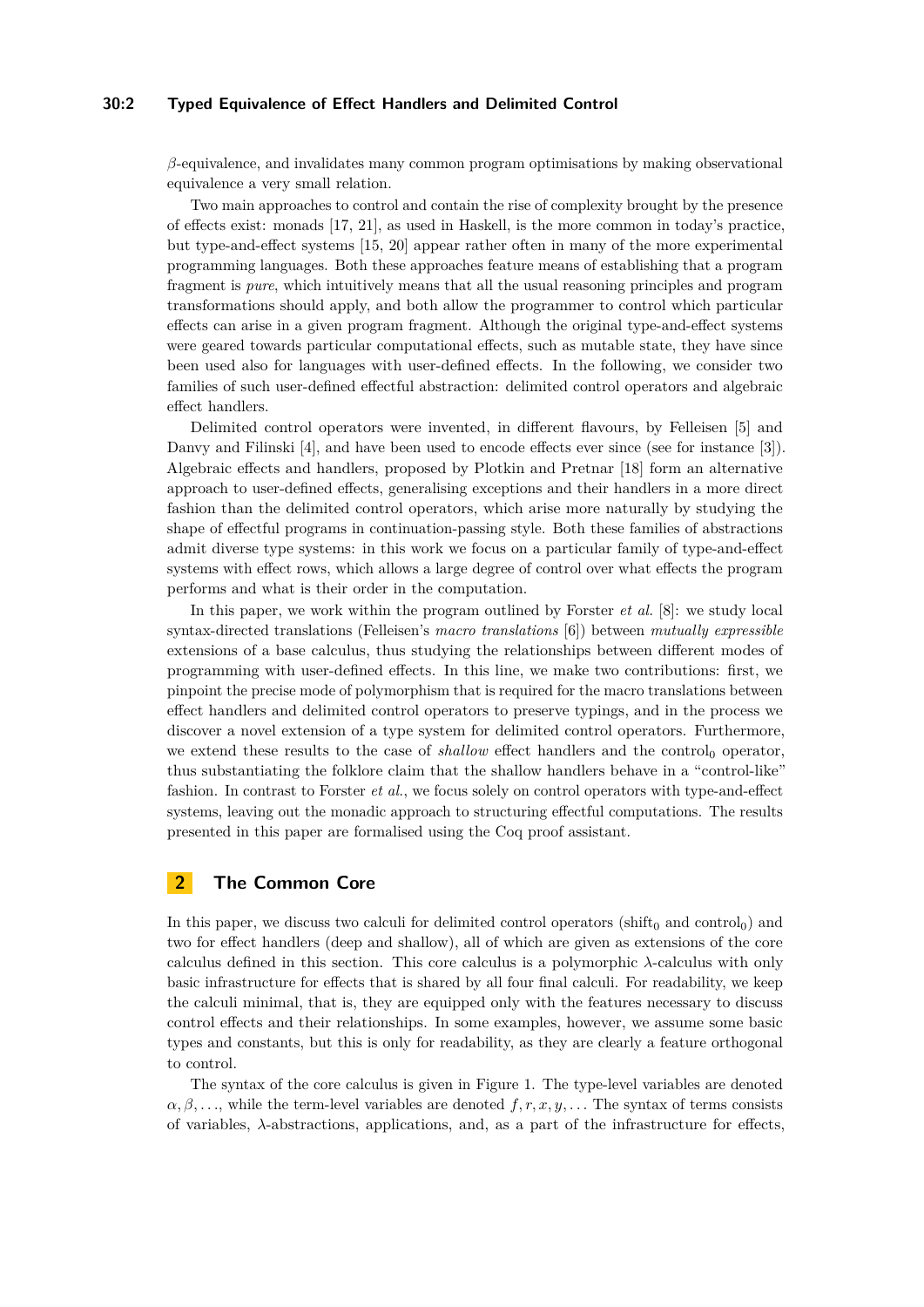$\beta$-equivalence, and invalidates many common program optimisations by making observational equivalence a very small relation.

Two main approaches to control and contain the rise of complexity brought by the presence of effects exist: monads [17, 21], as used in Haskell, is the more common in today's practice, but type-and-effect systems [15, 20] appear rather often in many of the more experimental programming languages. Both these approaches feature means of establishing that a program fragment is *pure*, which intuitively means that all the usual reasoning principles and program transformations should apply, and both allow the programmer to control which particular effects can arise in a given program fragment. Although the original type-and-effect systems were geared towards particular computational effects, such as mutable state, they have since been used also for languages with user-defined effects. In the following, we consider two families of such user-defined effectful abstraction: delimited control operators and algebraic effect handlers.

Delimited control operators were invented, in different flavours, by Felleisen [5] and Danvy and Filinski [4], and have been used to encode effects ever since (see for instance [3]). Algebraic effects and handlers, proposed by Plotkin and Pretnar [18] form an alternative approach to user-defined effects, generalising exceptions and their handlers in a more direct fashion than the delimited control operators, which arise more naturally by studying the shape of effectful programs in continuation-passing style. Both these families of abstractions admit diverse type systems: in this work we focus on a particular family of type-and-effect systems with effect rows, which allows a large degree of control over what effects the program performs and what is their order in the computation.

In this paper, we work within the program outlined by Forster *et al.* [8]: we study local syntax-directed translations (Felleisen's *macro translations* [6]) between *mutually expressible* extensions of a base calculus, thus studying the relationships between different modes of programming with user-defined effects. In this line, we make two contributions: first, we pinpoint the precise mode of polymorphism that is required for the macro translations between effect handlers and delimited control operators to preserve typings, and in the process we discover a novel extension of a type system for delimited control operators. Furthermore, we extend these results to the case of *shallow* effect handlers and the $\text{control}_0$ operator, thus substantiating the folklore claim that the shallow handlers behave in a "control-like" fashion. In contrast to Forster *et al.*, we focus solely on control operators with type-and-effect systems, leaving out the monadic approach to structuring effectful computations. The results presented in this paper are formalised using the Coq proof assistant.

## 2 The Common Core

In this paper, we discuss two calculi for delimited control operators ($\text{shift}_0$ and $\text{control}_0$) and two for effect handlers (deep and shallow), all of which are given as extensions of the core calculus defined in this section. This core calculus is a polymorphic $\lambda$-calculus with only basic infrastructure for effects that is shared by all four final calculi. For readability, we keep the calculi minimal, that is, they are equipped only with the features necessary to discuss control effects and their relationships. In some examples, however, we assume some basic types and constants, but this is only for readability, as they are clearly a feature orthogonal to control.

The syntax of the core calculus is given in Figure 1. The type-level variables are denoted $\alpha, \beta, \ldots$, while the term-level variables are denoted $f, r, x, y, \ldots$ The syntax of terms consists of variables, $\lambda$-abstractions, applications, and, as a part of the infrastructure for effects,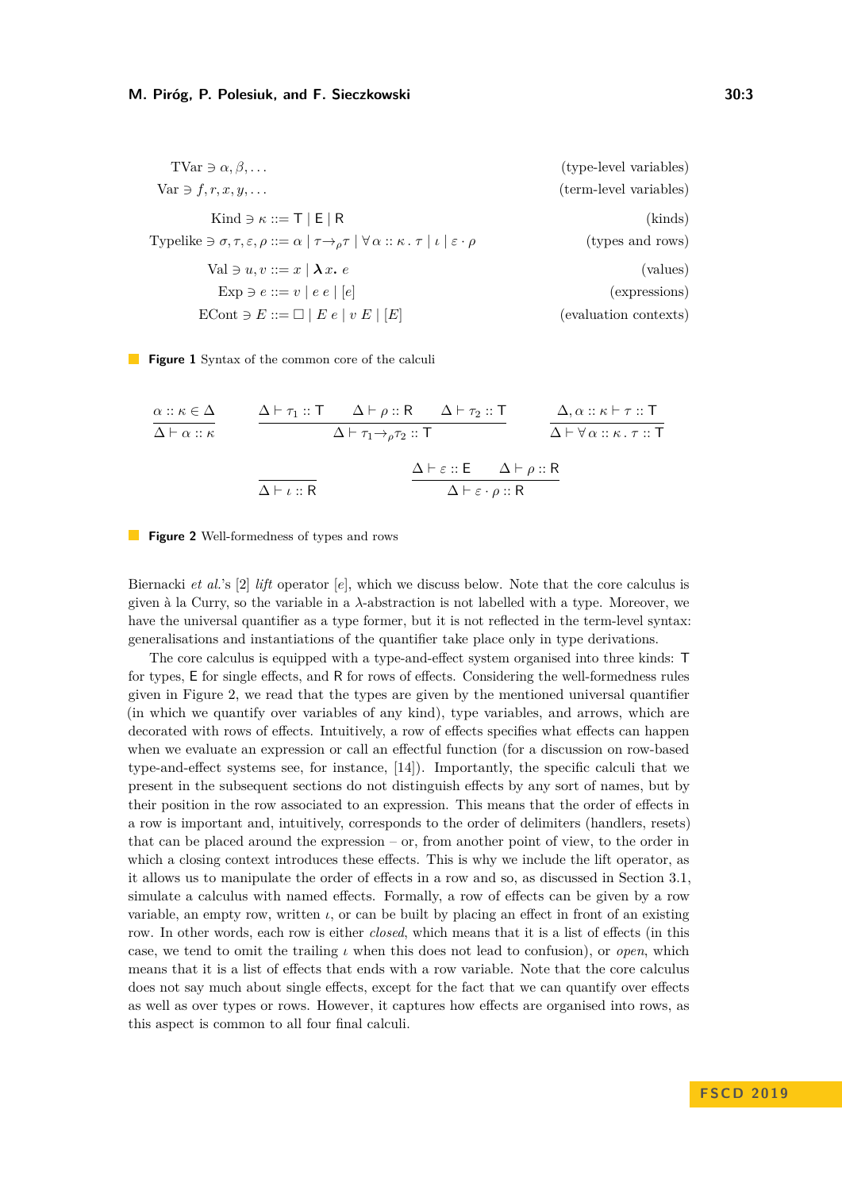$$
\begin{array}{rlr}
\text{TVar} \ni & \alpha, \beta, \ldots & \text{(type-level variables)} \\
\text{Var} \ni & f, r, x, y, \ldots & \text{(term-level variables)} \\
\text{Kind} \ni & \kappa ::= \mathsf{T} \mid \mathsf{E} \mid \mathsf{R} & \text{(kinds)} \\
\text{Typelike} \ni & \sigma, \tau, \varepsilon, \rho ::= \alpha \mid \tau \to_\rho \tau \mid \forall\, \alpha :: \kappa \,.\, \tau \mid \iota \mid \varepsilon \cdot \rho & \text{(types and rows)} \\
\text{Val} \ni & u, v ::= x \mid \boldsymbol{\lambda} x.\ e & \text{(values)} \\
\text{Exp} \ni & e ::= v \mid e\ e \mid [e] & \text{(expressions)} \\
\text{ECont} \ni & E ::= \square \mid E\ e \mid v\ E \mid [E] & \text{(evaluation contexts)}
\end{array}
$$

**Figure 1** Syntax of the common core of the calculi

$$
\frac{\alpha :: \kappa \in \Delta}{\Delta \vdash \alpha :: \kappa}
\qquad
\frac{\Delta \vdash \tau_1 :: \mathsf{T} \qquad \Delta \vdash \rho :: \mathsf{R} \qquad \Delta \vdash \tau_2 :: \mathsf{T}}{\Delta \vdash \tau_1 \to_\rho \tau_2 :: \mathsf{T}}
\qquad
\frac{\Delta, \alpha :: \kappa \vdash \tau :: \mathsf{T}}{\Delta \vdash \forall\, \alpha :: \kappa \,.\, \tau :: \mathsf{T}}
$$

$$
\frac{}{\Delta \vdash \iota :: \mathsf{R}}
\qquad
\frac{\Delta \vdash \varepsilon :: \mathsf{E} \qquad \Delta \vdash \rho :: \mathsf{R}}{\Delta \vdash \varepsilon \cdot \rho :: \mathsf{R}}
$$

**Figure 2** Well-formedness of types and rows

Biernacki *et al.*'s [2] *lift* operator $[e]$, which we discuss below. Note that the core calculus is given à la Curry, so the variable in a $\lambda$-abstraction is not labelled with a type. Moreover, we have the universal quantifier as a type former, but it is not reflected in the term-level syntax: generalisations and instantiations of the quantifier take place only in type derivations.

The core calculus is equipped with a type-and-effect system organised into three kinds: $\mathsf{T}$ for types, $\mathsf{E}$ for single effects, and $\mathsf{R}$ for rows of effects. Considering the well-formedness rules given in Figure 2, we read that the types are given by the mentioned universal quantifier (in which we quantify over variables of any kind), type variables, and arrows, which are decorated with rows of effects. Intuitively, a row of effects specifies what effects can happen when we evaluate an expression or call an effectful function (for a discussion on row-based type-and-effect systems see, for instance, [14]). Importantly, the specific calculi that we present in the subsequent sections do not distinguish effects by any sort of names, but by their position in the row associated to an expression. This means that the order of effects in a row is important and, intuitively, corresponds to the order of delimiters (handlers, resets) that can be placed around the expression – or, from another point of view, to the order in which a closing context introduces these effects. This is why we include the lift operator, as it allows us to manipulate the order of effects in a row and so, as discussed in Section 3.1, simulate a calculus with named effects. Formally, a row of effects can be given by a row variable, an empty row, written $\iota$, or can be built by placing an effect in front of an existing row. In other words, each row is either *closed*, which means that it is a list of effects (in this case, we tend to omit the trailing $\iota$ when this does not lead to confusion), or *open*, which means that it is a list of effects that ends with a row variable. Note that the core calculus does not say much about single effects, except for the fact that we can quantify over effects as well as over types or rows. However, it captures how effects are organised into rows, as this aspect is common to all four final calculi.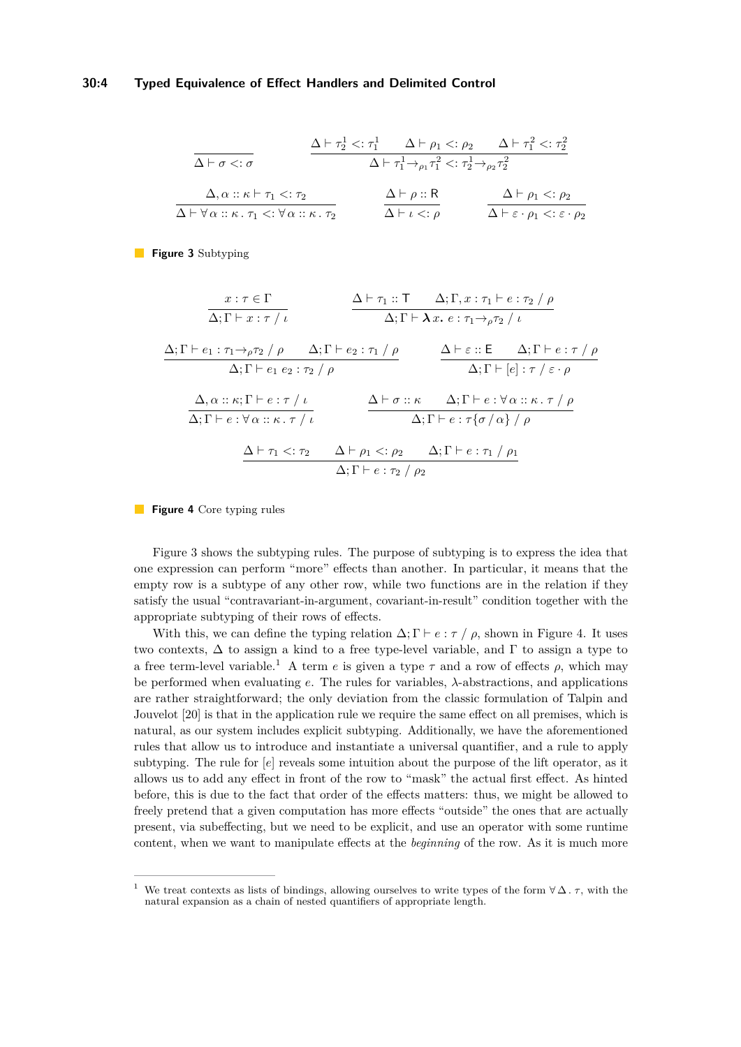$$\frac{}{\Delta \vdash \sigma <: \sigma} \qquad \frac{\Delta \vdash \tau_2^1 <: \tau_1^1 \qquad \Delta \vdash \rho_1 <: \rho_2 \qquad \Delta \vdash \tau_1^2 <: \tau_2^2}{\Delta \vdash \tau_1^1 \to_{\rho_1} \tau_1^2 <: \tau_2^1 \to_{\rho_2} \tau_2^2}$$

$$\frac{\Delta, \alpha :: \kappa \vdash \tau_1 <: \tau_2}{\Delta \vdash \forall\, \alpha :: \kappa \,.\, \tau_1 <: \forall\, \alpha :: \kappa \,.\, \tau_2} \qquad \frac{\Delta \vdash \rho :: \mathsf{R}}{\Delta \vdash \iota <: \rho} \qquad \frac{\Delta \vdash \rho_1 <: \rho_2}{\Delta \vdash \varepsilon \cdot \rho_1 <: \varepsilon \cdot \rho_2}$$

**Figure 3** Subtyping

$$\frac{x : \tau \in \Gamma}{\Delta; \Gamma \vdash x : \tau \,/\, \iota} \qquad \frac{\Delta \vdash \tau_1 :: \mathsf{T} \qquad \Delta; \Gamma, x : \tau_1 \vdash e : \tau_2 \,/\, \rho}{\Delta; \Gamma \vdash \boldsymbol{\lambda} x.\, e : \tau_1 \to_\rho \tau_2 \,/\, \iota}$$

$$\frac{\Delta; \Gamma \vdash e_1 : \tau_1 \to_\rho \tau_2 \,/\, \rho \qquad \Delta; \Gamma \vdash e_2 : \tau_1 \,/\, \rho}{\Delta; \Gamma \vdash e_1\ e_2 : \tau_2 \,/\, \rho} \qquad \frac{\Delta \vdash \varepsilon :: \mathsf{E} \qquad \Delta; \Gamma \vdash e : \tau \,/\, \rho}{\Delta; \Gamma \vdash [e] : \tau \,/\, \varepsilon \cdot \rho}$$

$$\frac{\Delta, \alpha :: \kappa; \Gamma \vdash e : \tau \,/\, \iota}{\Delta; \Gamma \vdash e : \forall\, \alpha :: \kappa \,.\, \tau \,/\, \iota} \qquad \frac{\Delta \vdash \sigma :: \kappa \qquad \Delta; \Gamma \vdash e : \forall\, \alpha :: \kappa \,.\, \tau \,/\, \rho}{\Delta; \Gamma \vdash e : \tau\{\sigma \,/\, \alpha\} \,/\, \rho}$$

$$\frac{\Delta \vdash \tau_1 <: \tau_2 \qquad \Delta \vdash \rho_1 <: \rho_2 \qquad \Delta; \Gamma \vdash e : \tau_1 \,/\, \rho_1}{\Delta; \Gamma \vdash e : \tau_2 \,/\, \rho_2}$$

**Figure 4** Core typing rules

Figure 3 shows the subtyping rules. The purpose of subtyping is to express the idea that one expression can perform "more" effects than another. In particular, it means that the empty row is a subtype of any other row, while two functions are in the relation if they satisfy the usual "contravariant-in-argument, covariant-in-result" condition together with the appropriate subtyping of their rows of effects.

With this, we can define the typing relation $\Delta; \Gamma \vdash e : \tau \,/\, \rho$, shown in Figure 4. It uses two contexts, $\Delta$ to assign a kind to a free type-level variable, and $\Gamma$ to assign a type to a free term-level variable.[1] A term $e$ is given a type $\tau$ and a row of effects $\rho$, which may be performed when evaluating $e$. The rules for variables, $\lambda$-abstractions, and applications are rather straightforward; the only deviation from the classic formulation of Talpin and Jouvelot [20] is that in the application rule we require the same effect on all premises, which is natural, as our system includes explicit subtyping. Additionally, we have the aforementioned rules that allow us to introduce and instantiate a universal quantifier, and a rule to apply subtyping. The rule for $[e]$ reveals some intuition about the purpose of the lift operator, as it allows us to add any effect in front of the row to "mask" the actual first effect. As hinted before, this is due to the fact that order of the effects matters: thus, we might be allowed to freely pretend that a given computation has more effects "outside" the ones that are actually present, via subeffecting, but we need to be explicit, and use an operator with some runtime content, when we want to manipulate effects at the *beginning* of the row. As it is much more

[1] We treat contexts as lists of bindings, allowing ourselves to write types of the form $\forall\, \Delta \,.\, \tau$, with the natural expansion as a chain of nested quantifiers of appropriate length.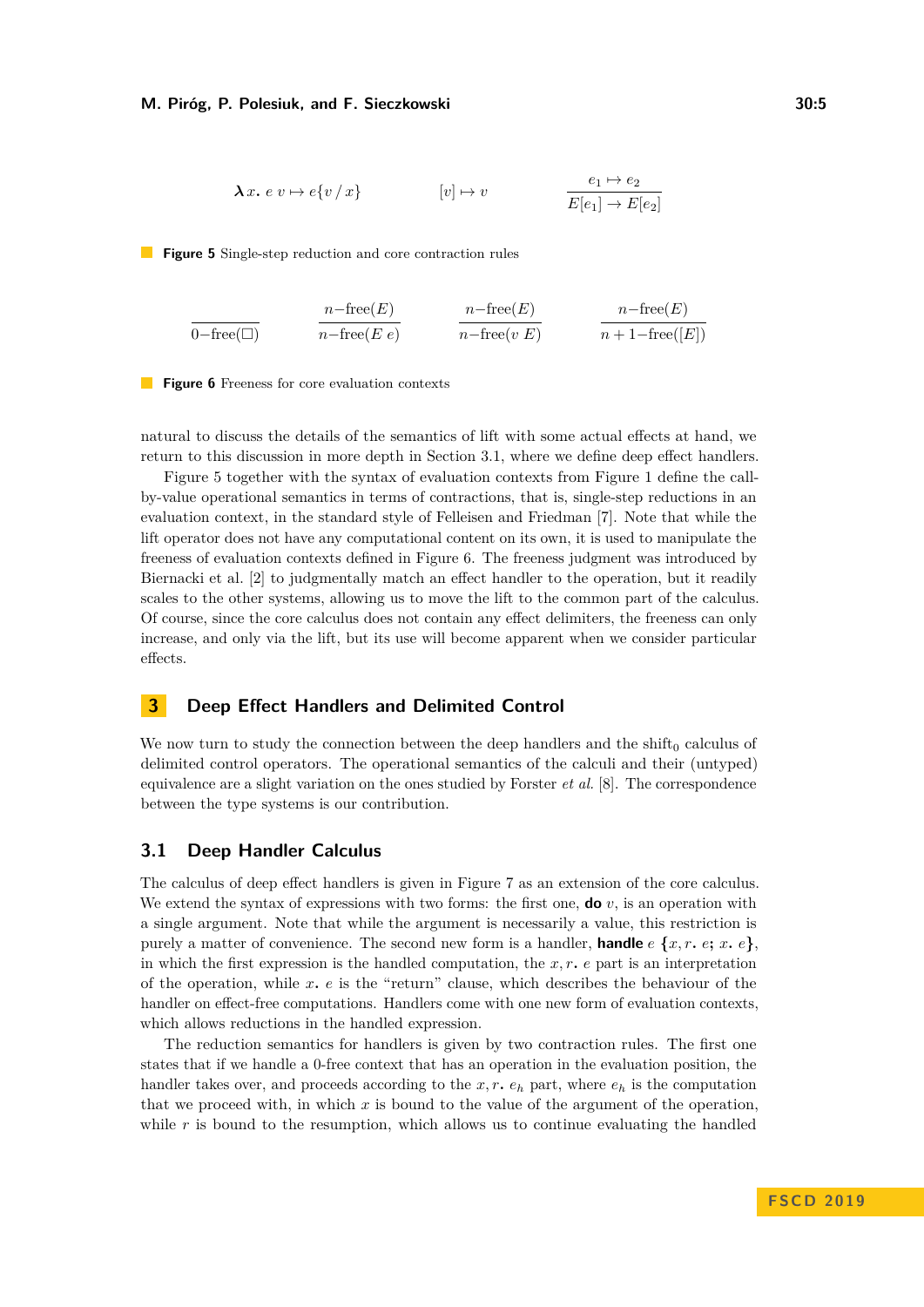$$\boldsymbol{\lambda} x.\ e\ v \mapsto e\{v\,/\,x\} \qquad\qquad [v] \mapsto v \qquad\qquad \frac{e_1 \mapsto e_2}{E[e_1] \to E[e_2]}$$

**Figure 5** Single-step reduction and core contraction rules

$$\frac{}{0\text{–free}(\Box)} \qquad \frac{n\text{–free}(E)}{n\text{–free}(E\ e)} \qquad \frac{n\text{–free}(E)}{n\text{–free}(v\ E)} \qquad \frac{n\text{–free}(E)}{n+1\text{–free}([E])}$$

**Figure 6** Freeness for core evaluation contexts

natural to discuss the details of the semantics of lift with some actual effects at hand, we return to this discussion in more depth in Section 3.1, where we define deep effect handlers.

Figure 5 together with the syntax of evaluation contexts from Figure 1 define the call-by-value operational semantics in terms of contractions, that is, single-step reductions in an evaluation context, in the standard style of Felleisen and Friedman [7]. Note that while the lift operator does not have any computational content on its own, it is used to manipulate the freeness of evaluation contexts defined in Figure 6. The freeness judgment was introduced by Biernacki et al. [2] to judgmentally match an effect handler to the operation, but it readily scales to the other systems, allowing us to move the lift to the common part of the calculus. Of course, since the core calculus does not contain any effect delimiters, the freeness can only increase, and only via the lift, but its use will become apparent when we consider particular effects.

## 3 Deep Effect Handlers and Delimited Control

We now turn to study the connection between the deep handlers and the $\text{shift}_0$ calculus of delimited control operators. The operational semantics of the calculi and their (untyped) equivalence are a slight variation on the ones studied by Forster *et al.* [8]. The correspondence between the type systems is our contribution.

### 3.1 Deep Handler Calculus

The calculus of deep effect handlers is given in Figure 7 as an extension of the core calculus. We extend the syntax of expressions with two forms: the first one, **do** $v$, is an operation with a single argument. Note that while the argument is necessarily a value, this restriction is purely a matter of convenience. The second new form is a handler, **handle** $e$ $\{x, r.\ e;\ x.\ e\}$, in which the first expression is the handled computation, the $x, r.\ e$ part is an interpretation of the operation, while $x.\ e$ is the "return" clause, which describes the behaviour of the handler on effect-free computations. Handlers come with one new form of evaluation contexts, which allows reductions in the handled expression.

The reduction semantics for handlers is given by two contraction rules. The first one states that if we handle a 0-free context that has an operation in the evaluation position, the handler takes over, and proceeds according to the $x, r.\ e_h$ part, where $e_h$ is the computation that we proceed with, in which $x$ is bound to the value of the argument of the operation, while $r$ is bound to the resumption, which allows us to continue evaluating the handled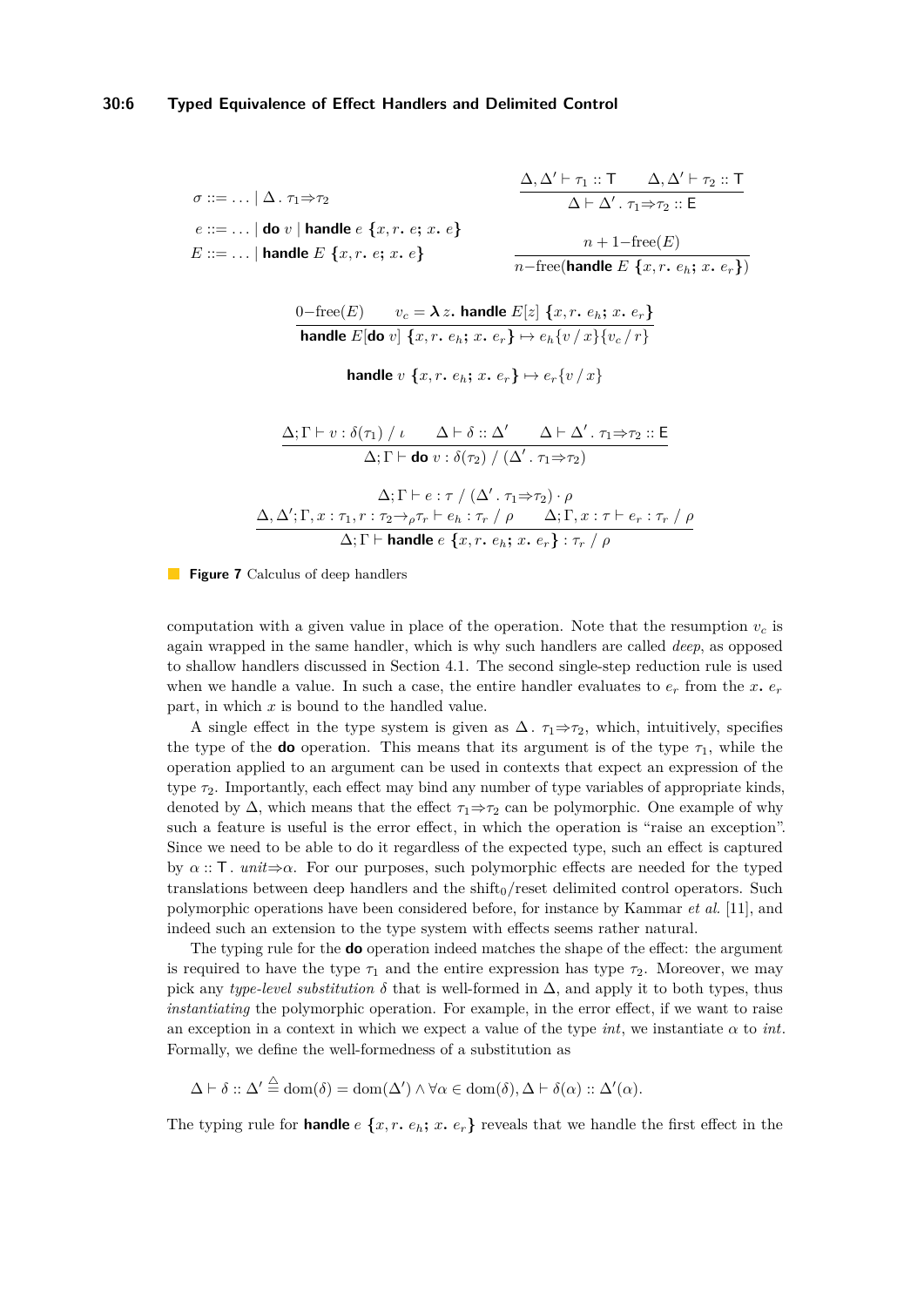$$\sigma ::= \ldots \mid \Delta\,.\,\tau_1 \Rightarrow \tau_2$$

$$e ::= \ldots \mid \textbf{do}\ v \mid \textbf{handle}\ e\ \{x, r.\ e;\ x.\ e\}$$

$$E ::= \ldots \mid \textbf{handle}\ E\ \{x, r.\ e;\ x.\ e\}$$

$$\frac{\Delta, \Delta' \vdash \tau_1 :: \mathsf{T} \qquad \Delta, \Delta' \vdash \tau_2 :: \mathsf{T}}{\Delta \vdash \Delta'\,.\,\tau_1 \Rightarrow \tau_2 :: \mathsf{E}}$$

$$\frac{n+1\text{–free}(E)}{n\text{–free}(\textbf{handle}\ E\ \{x, r.\ e_h;\ x.\ e_r\})}$$

$$\frac{0\text{–free}(E) \qquad v_c = \boldsymbol{\lambda} z.\ \textbf{handle}\ E[z]\ \{x, r.\ e_h;\ x.\ e_r\}}{\textbf{handle}\ E[\textbf{do}\ v]\ \{x, r.\ e_h;\ x.\ e_r\} \mapsto e_h\{v \,/\, x\}\{v_c \,/\, r\}}$$

$$\textbf{handle}\ v\ \{x, r.\ e_h;\ x.\ e_r\} \mapsto e_r\{v \,/\, x\}$$

$$\frac{\Delta; \Gamma \vdash v : \delta(\tau_1) \,/\, \iota \qquad \Delta \vdash \delta :: \Delta' \qquad \Delta \vdash \Delta'\,.\,\tau_1 \Rightarrow \tau_2 :: \mathsf{E}}{\Delta; \Gamma \vdash \textbf{do}\ v : \delta(\tau_2) \,/\, (\Delta'\,.\,\tau_1 \Rightarrow \tau_2)}$$

$$\frac{\begin{array}{c}\Delta; \Gamma \vdash e : \tau \,/\, (\Delta'\,.\,\tau_1 \Rightarrow \tau_2) \cdot \rho \\ \Delta, \Delta'; \Gamma, x : \tau_1, r : \tau_2 \rightarrow_\rho \tau_r \vdash e_h : \tau_r \,/\, \rho \qquad \Delta; \Gamma, x : \tau \vdash e_r : \tau_r \,/\, \rho\end{array}}{\Delta; \Gamma \vdash \textbf{handle}\ e\ \{x, r.\ e_h;\ x.\ e_r\} : \tau_r \,/\, \rho}$$

**Figure 7** Calculus of deep handlers

computation with a given value in place of the operation. Note that the resumption $v_c$ is again wrapped in the same handler, which is why such handlers are called *deep*, as opposed to shallow handlers discussed in Section 4.1. The second single-step reduction rule is used when we handle a value. In such a case, the entire handler evaluates to $e_r$ from the $x.\ e_r$ part, in which $x$ is bound to the handled value.

A single effect in the type system is given as $\Delta\,.\,\tau_1 \Rightarrow \tau_2$, which, intuitively, specifies the type of the **do** operation. This means that its argument is of the type $\tau_1$, while the operation applied to an argument can be used in contexts that expect an expression of the type $\tau_2$. Importantly, each effect may bind any number of type variables of appropriate kinds, denoted by $\Delta$, which means that the effect $\tau_1 \Rightarrow \tau_2$ can be polymorphic. One example of why such a feature is useful is the error effect, in which the operation is "raise an exception". Since we need to be able to do it regardless of the expected type, such an effect is captured by $\alpha :: \mathsf{T}\,.\ \mathit{unit} \Rightarrow \alpha$. For our purposes, such polymorphic effects are needed for the typed translations between deep handlers and the $\text{shift}_0$/reset delimited control operators. Such polymorphic operations have been considered before, for instance by Kammar *et al.* [11], and indeed such an extension to the type system with effects seems rather natural.

The typing rule for the **do** operation indeed matches the shape of the effect: the argument is required to have the type $\tau_1$ and the entire expression has type $\tau_2$. Moreover, we may pick any *type-level substitution* $\delta$ that is well-formed in $\Delta$, and apply it to both types, thus *instantiating* the polymorphic operation. For example, in the error effect, if we want to raise an exception in a context in which we expect a value of the type *int*, we instantiate $\alpha$ to *int*. Formally, we define the well-formedness of a substitution as

$$\Delta \vdash \delta :: \Delta' \stackrel{\triangle}{=} \mathrm{dom}(\delta) = \mathrm{dom}(\Delta') \wedge \forall \alpha \in \mathrm{dom}(\delta), \Delta \vdash \delta(\alpha) :: \Delta'(\alpha).$$

The typing rule for **handle** $e\ \{x, r.\ e_h;\ x.\ e_r\}$ reveals that we handle the first effect in the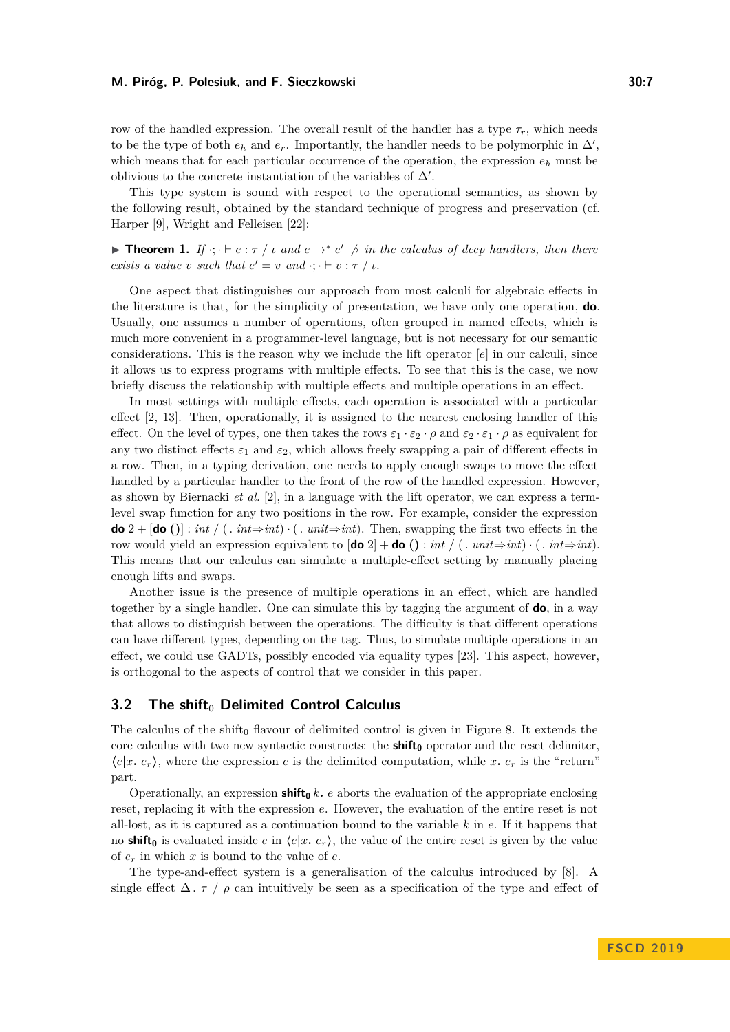row of the handled expression. The overall result of the handler has a type $\tau_r$, which needs to be the type of both $e_h$ and $e_r$. Importantly, the handler needs to be polymorphic in $\Delta'$, which means that for each particular occurrence of the operation, the expression $e_h$ must be oblivious to the concrete instantiation of the variables of $\Delta'$.

This type system is sound with respect to the operational semantics, as shown by the following result, obtained by the standard technique of progress and preservation (cf. Harper [9], Wright and Felleisen [22]:

▶ **Theorem 1.** *If* $\cdot;\cdot \vdash e : \tau \;/\; \iota$ *and* $e \to^* e' \not\to$ *in the calculus of deep handlers, then there exists a value* $v$ *such that* $e' = v$ *and* $\cdot;\cdot \vdash v : \tau \;/\; \iota$.

One aspect that distinguishes our approach from most calculi for algebraic effects in the literature is that, for the simplicity of presentation, we have only one operation, **do**. Usually, one assumes a number of operations, often grouped in named effects, which is much more convenient in a programmer-level language, but is not necessary for our semantic considerations. This is the reason why we include the lift operator $[e]$ in our calculi, since it allows us to express programs with multiple effects. To see that this is the case, we now briefly discuss the relationship with multiple effects and multiple operations in an effect.

In most settings with multiple effects, each operation is associated with a particular effect [2, 13]. Then, operationally, it is assigned to the nearest enclosing handler of this effect. On the level of types, one then takes the rows $\varepsilon_1 \cdot \varepsilon_2 \cdot \rho$ and $\varepsilon_2 \cdot \varepsilon_1 \cdot \rho$ as equivalent for any two distinct effects $\varepsilon_1$ and $\varepsilon_2$, which allows freely swapping a pair of different effects in a row. Then, in a typing derivation, one needs to apply enough swaps to move the effect handled by a particular handler to the front of the row of the handled expression. However, as shown by Biernacki *et al.* [2], in a language with the lift operator, we can express a term-level swap function for any two positions in the row. For example, consider the expression $\textbf{do}\ 2 + [\textbf{do}\ ()] : \mathit{int} \;/\; (\,.\ \mathit{int}{\Rightarrow}\mathit{int}) \cdot (\,.\ \mathit{unit}{\Rightarrow}\mathit{int})$. Then, swapping the first two effects in the row would yield an expression equivalent to $[\textbf{do}\ 2] + \textbf{do}\ () : \mathit{int} \;/\; (\,.\ \mathit{unit}{\Rightarrow}\mathit{int}) \cdot (\,.\ \mathit{int}{\Rightarrow}\mathit{int})$. This means that our calculus can simulate a multiple-effect setting by manually placing enough lifts and swaps.

Another issue is the presence of multiple operations in an effect, which are handled together by a single handler. One can simulate this by tagging the argument of **do**, in a way that allows to distinguish between the operations. The difficulty is that different operations can have different types, depending on the tag. Thus, to simulate multiple operations in an effect, we could use GADTs, possibly encoded via equality types [23]. This aspect, however, is orthogonal to the aspects of control that we consider in this paper.

## 3.2 The shift$_0$ Delimited Control Calculus

The calculus of the shift$_0$ flavour of delimited control is given in Figure 8. It extends the core calculus with two new syntactic constructs: the $\textbf{shift}_\textbf{0}$ operator and the reset delimiter, $\langle e | x.\ e_r \rangle$, where the expression $e$ is the delimited computation, while $x.\ e_r$ is the "return" part.

Operationally, an expression $\textbf{shift}_\textbf{0}\ k.\ e$ aborts the evaluation of the appropriate enclosing reset, replacing it with the expression $e$. However, the evaluation of the entire reset is not all-lost, as it is captured as a continuation bound to the variable $k$ in $e$. If it happens that no $\textbf{shift}_\textbf{0}$ is evaluated inside $e$ in $\langle e | x.\ e_r \rangle$, the value of the entire reset is given by the value of $e_r$ in which $x$ is bound to the value of $e$.

The type-and-effect system is a generalisation of the calculus introduced by [8]. A single effect $\Delta\,.\ \tau \;/\; \rho$ can intuitively be seen as a specification of the type and effect of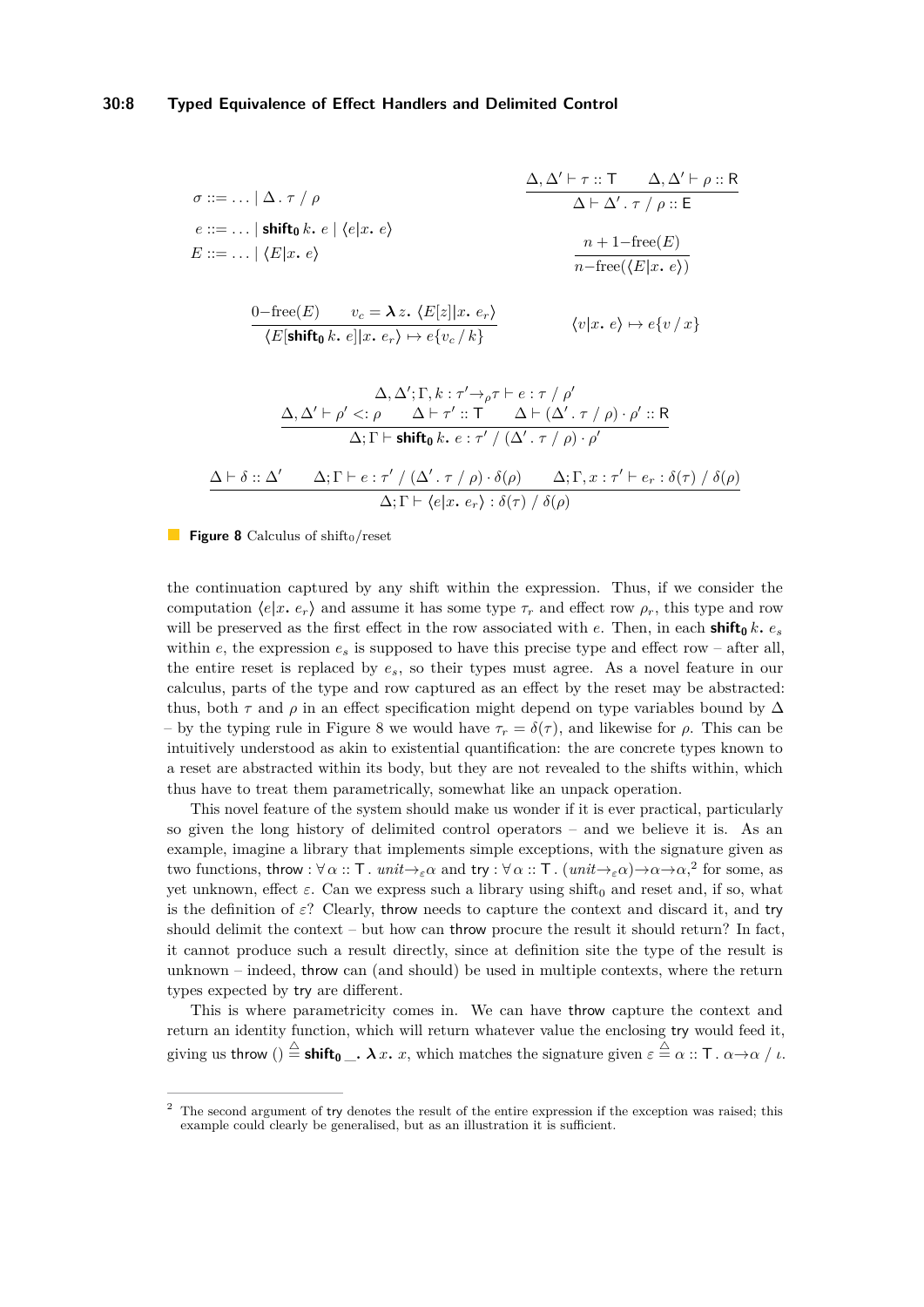$$\sigma ::= \ldots \mid \Delta \,.\, \tau \;/\; \rho$$

$$e ::= \ldots \mid \textbf{shift}_{\mathbf{0}}\, k.\; e \mid \langle e | x.\; e \rangle$$

$$E ::= \ldots \mid \langle E | x.\; e \rangle$$

$$\frac{\Delta, \Delta' \vdash \tau :: \mathsf{T} \qquad \Delta, \Delta' \vdash \rho :: \mathsf{R}}{\Delta \vdash \Delta' \,.\, \tau \;/\; \rho :: \mathsf{E}}$$

$$\frac{n+1\text{–free}(E)}{n\text{–free}(\langle E | x.\; e \rangle)}$$

$$\frac{0\text{–free}(E) \qquad v_c = \boldsymbol{\lambda}\, z.\; \langle E[z] | x.\; e_r \rangle}{\langle E[\textbf{shift}_{\mathbf{0}}\, k.\; e] | x.\; e_r \rangle \mapsto e\{v_c \,/\, k\}}$$

$$\langle v | x.\; e \rangle \mapsto e\{v \,/\, x\}$$

$$\frac{\begin{array}{c}\Delta, \Delta'; \Gamma, k : \tau' \to_{\rho} \tau \vdash e : \tau \;/\; \rho' \\ \Delta, \Delta' \vdash \rho' <: \rho \qquad \Delta \vdash \tau' :: \mathsf{T} \qquad \Delta \vdash (\Delta' \,.\, \tau \;/\; \rho) \cdot \rho' :: \mathsf{R}\end{array}}{\Delta; \Gamma \vdash \textbf{shift}_{\mathbf{0}}\, k.\; e : \tau' \;/\; (\Delta' \,.\, \tau \;/\; \rho) \cdot \rho'}$$

$$\frac{\Delta \vdash \delta :: \Delta' \qquad \Delta; \Gamma \vdash e : \tau' \;/\; (\Delta' \,.\, \tau \;/\; \rho) \cdot \delta(\rho) \qquad \Delta; \Gamma, x : \tau' \vdash e_r : \delta(\tau) \;/\; \delta(\rho)}{\Delta; \Gamma \vdash \langle e | x.\; e_r \rangle : \delta(\tau) \;/\; \delta(\rho)}$$

**Figure 8** Calculus of shift$_0$/reset

the continuation captured by any shift within the expression. Thus, if we consider the computation $\langle e | x.\; e_r \rangle$ and assume it has some type $\tau_r$ and effect row $\rho_r$, this type and row will be preserved as the first effect in the row associated with $e$. Then, in each $\textbf{shift}_{\mathbf{0}}\, k.\; e_s$ within $e$, the expression $e_s$ is supposed to have this precise type and effect row – after all, the entire reset is replaced by $e_s$, so their types must agree. As a novel feature in our calculus, parts of the type and row captured as an effect by the reset may be abstracted: thus, both $\tau$ and $\rho$ in an effect specification might depend on type variables bound by $\Delta$ – by the typing rule in Figure 8 we would have $\tau_r = \delta(\tau)$, and likewise for $\rho$. This can be intuitively understood as akin to existential quantification: the are concrete types known to a reset are abstracted within its body, but they are not revealed to the shifts within, which thus have to treat them parametrically, somewhat like an unpack operation.

This novel feature of the system should make us wonder if it is ever practical, particularly so given the long history of delimited control operators – and we believe it is. As an example, imagine a library that implements simple exceptions, with the signature given as two functions, $\mathsf{throw} : \forall\, \alpha :: \mathsf{T} \,.\, \mathit{unit} \to_{\varepsilon} \alpha$ and $\mathsf{try} : \forall\, \alpha :: \mathsf{T} \,.\, (\mathit{unit} \to_{\varepsilon} \alpha) \to \alpha \to \alpha$,[2] for some, as yet unknown, effect $\varepsilon$. Can we express such a library using shift$_0$ and reset and, if so, what is the definition of $\varepsilon$? Clearly, throw needs to capture the context and discard it, and try should delimit the context – but how can throw procure the result it should return? In fact, it cannot produce such a result directly, since at definition site the type of the result is unknown – indeed, throw can (and should) be used in multiple contexts, where the return types expected by try are different.

This is where parametricity comes in. We can have throw capture the context and return an identity function, which will return whatever value the enclosing try would feed it, giving us $\mathsf{throw}\ () \triangleq \textbf{shift}_{\mathbf{0}}\, \_.\; \boldsymbol{\lambda}\, x.\; x$, which matches the signature given $\varepsilon \triangleq \alpha :: \mathsf{T} \,.\, \alpha \to \alpha \;/\; \iota$.

[2] The second argument of try denotes the result of the entire expression if the exception was raised; this example could clearly be generalised, but as an illustration it is sufficient.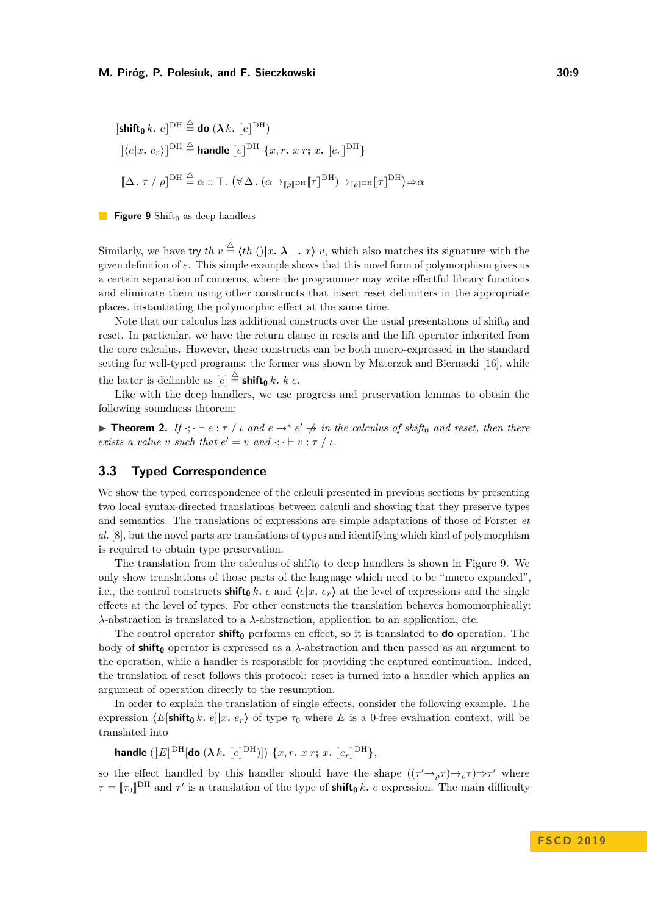$$[\![\textsf{shift}_0\, k.\ e]\!]^{\mathrm{DH}} \triangleq \textbf{do}\ (\boldsymbol{\lambda}\, k.\ [\![e]\!]^{\mathrm{DH}})$$

$$[\![\langle e | x.\ e_r\rangle]\!]^{\mathrm{DH}} \triangleq \textbf{handle}\ [\![e]\!]^{\mathrm{DH}}\ \{x, r.\ x\ r;\ x.\ [\![e_r]\!]^{\mathrm{DH}}\}$$

$$[\![\Delta\,.\,\tau \;/\; \rho]\!]^{\mathrm{DH}} \triangleq \alpha :: \mathsf{T}\,.\ (\forall\,\Delta\,.\ (\alpha {\to}_{[\![\rho]\!]^{\mathrm{DH}}} [\![\tau]\!]^{\mathrm{DH}}) {\to}_{[\![\rho]\!]^{\mathrm{DH}}} [\![\tau]\!]^{\mathrm{DH}}) {\Rightarrow} \alpha$$

**Figure 9** Shift$_0$ as deep handlers

Similarly, we have try $th\ v \triangleq \langle th\ () | x.\ \boldsymbol{\lambda}\_.\ x\rangle\ v$, which also matches its signature with the given definition of $\varepsilon$. This simple example shows that this novel form of polymorphism gives us a certain separation of concerns, where the programmer may write effectful library functions and eliminate them using other constructs that insert reset delimiters in the appropriate places, instantiating the polymorphic effect at the same time.

Note that our calculus has additional constructs over the usual presentations of shift$_0$ and reset. In particular, we have the return clause in resets and the lift operator inherited from the core calculus. However, these constructs can be both macro-expressed in the standard setting for well-typed programs: the former was shown by Materzok and Biernacki [16], while the latter is definable as $[e] \triangleq \textsf{shift}_0\, k.\ k\ e$.

Like with the deep handlers, we use progress and preservation lemmas to obtain the following soundness theorem:

▶ **Theorem 2.** *If $\cdot;\cdot \vdash e : \tau \;/\; \iota$ and $e \to^* e' \not\to$ in the calculus of shift$_0$ and reset, then there exists a value $v$ such that $e' = v$ and $\cdot;\cdot \vdash v : \tau \;/\; \iota$.*

### 3.3 Typed Correspondence

We show the typed correspondence of the calculi presented in previous sections by presenting two local syntax-directed translations between calculi and showing that they preserve types and semantics. The translations of expressions are simple adaptations of those of Forster *et al.* [8], but the novel parts are translations of types and identifying which kind of polymorphism is required to obtain type preservation.

The translation from the calculus of shift$_0$ to deep handlers is shown in Figure 9. We only show translations of those parts of the language which need to be "macro expanded", i.e., the control constructs $\textsf{shift}_0\, k.\ e$ and $\langle e | x.\ e_r\rangle$ at the level of expressions and the single effects at the level of types. For other constructs the translation behaves homomorphically: $\lambda$-abstraction is translated to a $\lambda$-abstraction, application to an application, etc.

The control operator $\textsf{shift}_0$ performs en effect, so it is translated to **do** operation. The body of $\textsf{shift}_0$ operator is expressed as a $\lambda$-abstraction and then passed as an argument to the operation, while a handler is responsible for providing the captured continuation. Indeed, the translation of reset follows this protocol: reset is turned into a handler which applies an argument of operation directly to the resumption.

In order to explain the translation of single effects, consider the following example. The expression $\langle E[\textsf{shift}_0\, k.\ e] | x.\ e_r\rangle$ of type $\tau_0$ where $E$ is a 0-free evaluation context, will be translated into

$$\textbf{handle}\ ([\![E]\!]^{\mathrm{DH}}[\textbf{do}\ (\boldsymbol{\lambda}\, k.\ [\![e]\!]^{\mathrm{DH}})])\ \{x, r.\ x\ r;\ x.\ [\![e_r]\!]^{\mathrm{DH}}\},$$

so the effect handled by this handler should have the shape $((\tau' {\to}_\rho \tau) {\to}_\rho \tau) {\Rightarrow} \tau'$ where $\tau = [\![\tau_0]\!]^{\mathrm{DH}}$ and $\tau'$ is a translation of the type of $\textsf{shift}_0\, k.\ e$ expression. The main difficulty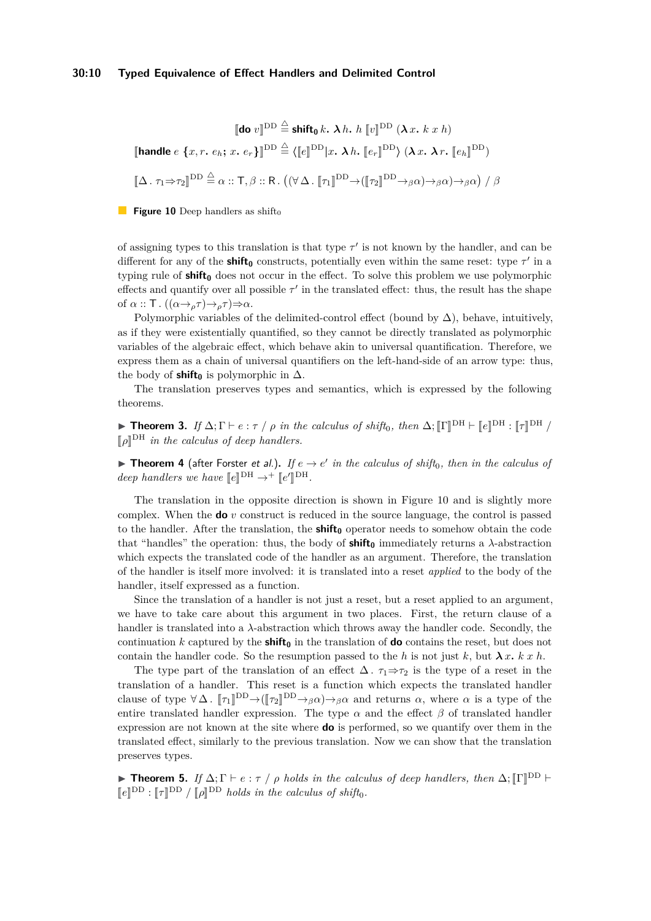$$[\![\textbf{do}\ v]\!]^{\mathrm{DD}} \triangleq \textbf{shift}_\mathbf{0}\, k.\ \boldsymbol{\lambda} h.\ h\ [\![v]\!]^{\mathrm{DD}}\ (\boldsymbol{\lambda} x.\ k\ x\ h)$$

$$[\![\textbf{handle}\ e\ \{x, r.\ e_h;\ x.\ e_r\}]\!]^{\mathrm{DD}} \triangleq \langle [\![e]\!]^{\mathrm{DD}} | x.\ \boldsymbol{\lambda} h.\ [\![e_r]\!]^{\mathrm{DD}} \rangle\ (\boldsymbol{\lambda} x.\ \boldsymbol{\lambda} r.\ [\![e_h]\!]^{\mathrm{DD}})$$

$$[\![\Delta\,.\ \tau_1 \Rightarrow \tau_2]\!]^{\mathrm{DD}} \triangleq \alpha :: \mathsf{T}, \beta :: \mathsf{R}\,.\ \big((\forall\,\Delta\,.\ [\![\tau_1]\!]^{\mathrm{DD}} \to ([\![\tau_2]\!]^{\mathrm{DD}} \to_\beta \alpha) \to_\beta \alpha) \to_\beta \alpha\big)\ /\ \beta$$

**Figure 10** Deep handlers as $\text{shift}_0$

of assigning types to this translation is that type $\tau'$ is not known by the handler, and can be different for any of the $\textbf{shift}_\mathbf{0}$ constructs, potentially even within the same reset: type $\tau'$ in a typing rule of $\textbf{shift}_\mathbf{0}$ does not occur in the effect. To solve this problem we use polymorphic effects and quantify over all possible $\tau'$ in the translated effect: thus, the result has the shape of $\alpha :: \mathsf{T}\,.\ ((\alpha \to_\rho \tau) \to_\rho \tau) \Rightarrow \alpha$.

Polymorphic variables of the delimited-control effect (bound by $\Delta$), behave, intuitively, as if they were existentially quantified, so they cannot be directly translated as polymorphic variables of the algebraic effect, which behave akin to universal quantification. Therefore, we express them as a chain of universal quantifiers on the left-hand-side of an arrow type: thus, the body of $\textbf{shift}_\mathbf{0}$ is polymorphic in $\Delta$.

The translation preserves types and semantics, which is expressed by the following theorems.

▶ **Theorem 3.** *If $\Delta; \Gamma \vdash e : \tau\ /\ \rho$ in the calculus of $\mathit{shift}_0$, then $\Delta; [\![\Gamma]\!]^{\mathrm{DH}} \vdash [\![e]\!]^{\mathrm{DH}} : [\![\tau]\!]^{\mathrm{DH}}\ /\ [\![\rho]\!]^{\mathrm{DH}}$ in the calculus of deep handlers.*

▶ **Theorem 4** (after Forster *et al.*)**.** *If $e \to e'$ in the calculus of $\mathit{shift}_0$, then in the calculus of deep handlers we have $[\![e]\!]^{\mathrm{DH}} \to^+ [\![e']\!]^{\mathrm{DH}}$.*

The translation in the opposite direction is shown in Figure 10 and is slightly more complex. When the **do** $v$ construct is reduced in the source language, the control is passed to the handler. After the translation, the $\textbf{shift}_\mathbf{0}$ operator needs to somehow obtain the code that "handles" the operation: thus, the body of $\textbf{shift}_\mathbf{0}$ immediately returns a $\lambda$-abstraction which expects the translated code of the handler as an argument. Therefore, the translation of the handler is itself more involved: it is translated into a reset *applied* to the body of the handler, itself expressed as a function.

Since the translation of a handler is not just a reset, but a reset applied to an argument, we have to take care about this argument in two places. First, the return clause of a handler is translated into a $\lambda$-abstraction which throws away the handler code. Secondly, the continuation $k$ captured by the $\textbf{shift}_\mathbf{0}$ in the translation of **do** contains the reset, but does not contain the handler code. So the resumption passed to the $h$ is not just $k$, but $\boldsymbol{\lambda} x.\ k\ x\ h$.

The type part of the translation of an effect $\Delta\,.\ \tau_1 \Rightarrow \tau_2$ is the type of a reset in the translation of a handler. This reset is a function which expects the translated handler clause of type $\forall\,\Delta\,.\ [\![\tau_1]\!]^{\mathrm{DD}} \to ([\![\tau_2]\!]^{\mathrm{DD}} \to_\beta \alpha) \to_\beta \alpha$ and returns $\alpha$, where $\alpha$ is a type of the entire translated handler expression. The type $\alpha$ and the effect $\beta$ of translated handler expression are not known at the site where **do** is performed, so we quantify over them in the translated effect, similarly to the previous translation. Now we can show that the translation preserves types.

▶ **Theorem 5.** *If $\Delta; \Gamma \vdash e : \tau\ /\ \rho$ holds in the calculus of deep handlers, then $\Delta; [\![\Gamma]\!]^{\mathrm{DD}} \vdash [\![e]\!]^{\mathrm{DD}} : [\![\tau]\!]^{\mathrm{DD}}\ /\ [\![\rho]\!]^{\mathrm{DD}}$ holds in the calculus of $\mathit{shift}_0$.*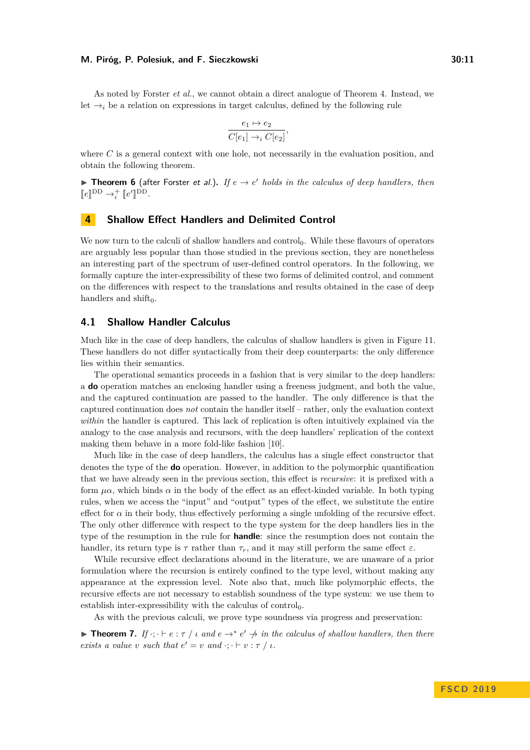As noted by Forster *et al.*, we cannot obtain a direct analogue of Theorem 4. Instead, we let $\to_i$ be a relation on expressions in target calculus, defined by the following rule

$$\frac{e_1 \mapsto e_2}{C[e_1] \to_i C[e_2]},$$

where $C$ is a general context with one hole, not necessarily in the evaluation position, and obtain the following theorem.

▶ **Theorem 6** (after Forster *et al.*). *If $e \to e'$ holds in the calculus of deep handlers, then $[\![e]\!]^{\mathrm{DD}} \to_i^+ [\![e']\!]^{\mathrm{DD}}$.*

## 4 Shallow Effect Handlers and Delimited Control

We now turn to the calculi of shallow handlers and $\text{control}_0$. While these flavours of operators are arguably less popular than those studied in the previous section, they are nonetheless an interesting part of the spectrum of user-defined control operators. In the following, we formally capture the inter-expressibility of these two forms of delimited control, and comment on the differences with respect to the translations and results obtained in the case of deep handlers and $\text{shift}_0$.

### 4.1 Shallow Handler Calculus

Much like in the case of deep handlers, the calculus of shallow handlers is given in Figure 11. These handlers do not differ syntactically from their deep counterparts: the only difference lies within their semantics.

The operational semantics proceeds in a fashion that is very similar to the deep handlers: a **do** operation matches an enclosing handler using a freeness judgment, and both the value, and the captured continuation are passed to the handler. The only difference is that the captured continuation does *not* contain the handler itself – rather, only the evaluation context *within* the handler is captured. This lack of replication is often intuitively explained via the analogy to the case analysis and recursors, with the deep handlers' replication of the context making them behave in a more fold-like fashion [10].

Much like in the case of deep handlers, the calculus has a single effect constructor that denotes the type of the **do** operation. However, in addition to the polymorphic quantification that we have already seen in the previous section, this effect is *recursive*: it is prefixed with a form $\mu\alpha$, which binds $\alpha$ in the body of the effect as an effect-kinded variable. In both typing rules, when we access the "input" and "output" types of the effect, we substitute the entire effect for $\alpha$ in their body, thus effectively performing a single unfolding of the recursive effect. The only other difference with respect to the type system for the deep handlers lies in the type of the resumption in the rule for **handle**: since the resumption does not contain the handler, its return type is $\tau$ rather than $\tau_r$, and it may still perform the same effect $\varepsilon$.

While recursive effect declarations abound in the literature, we are unaware of a prior formulation where the recursion is entirely confined to the type level, without making any appearance at the expression level. Note also that, much like polymorphic effects, the recursive effects are not necessary to establish soundness of the type system: we use them to establish inter-expressibility with the calculus of $\text{control}_0$.

As with the previous calculi, we prove type soundness via progress and preservation:

▶ **Theorem 7.** *If $\cdot;\cdot \vdash e : \tau \;/\; \iota$ and $e \to^* e' \not\to$ in the calculus of shallow handlers, then there exists a value $v$ such that $e' = v$ and $\cdot;\cdot \vdash v : \tau \;/\; \iota$.*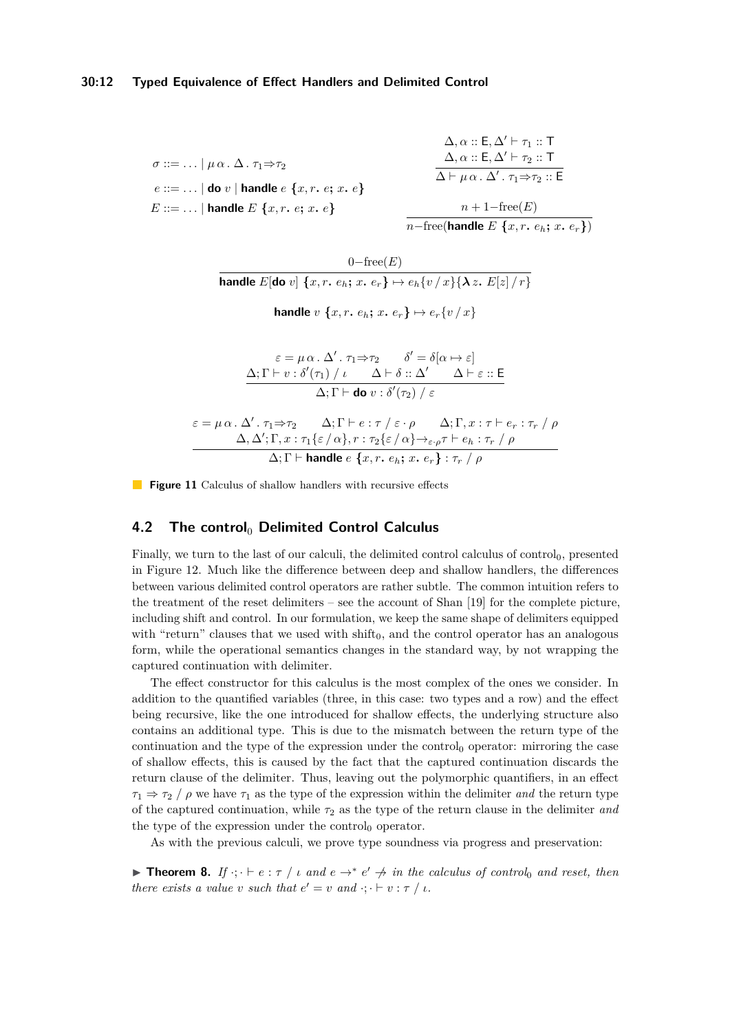$$\sigma ::= \ldots \mid \mu\,\alpha\,.\,\Delta\,.\,\tau_1 \Rrightarrow \tau_2$$

$$e ::= \ldots \mid \textbf{do}\ v \mid \textbf{handle}\ e\ \{x, r.\ e;\ x.\ e\}$$

$$E ::= \ldots \mid \textbf{handle}\ E\ \{x, r.\ e;\ x.\ e\}$$

$$\frac{\Delta, \alpha :: \mathsf{E}, \Delta' \vdash \tau_1 :: \mathsf{T} \qquad \Delta, \alpha :: \mathsf{E}, \Delta' \vdash \tau_2 :: \mathsf{T}}{\Delta \vdash \mu\,\alpha\,.\,\Delta'\,.\,\tau_1 \Rrightarrow \tau_2 :: \mathsf{E}}$$

$$\frac{n+1\text{–free}(E)}{n\text{–free}(\textbf{handle}\ E\ \{x, r.\ e_h;\ x.\ e_r\})}$$

$$\frac{0\text{–free}(E)}{\textbf{handle}\ E[\textbf{do}\ v]\ \{x, r.\ e_h;\ x.\ e_r\} \mapsto e_h\{v \,/\, x\}\{\boldsymbol{\lambda}\, z.\ E[z] \,/\, r\}}$$

$$\textbf{handle}\ v\ \{x, r.\ e_h;\ x.\ e_r\} \mapsto e_r\{v \,/\, x\}$$

$$\frac{\varepsilon = \mu\,\alpha\,.\,\Delta'\,.\,\tau_1 \Rrightarrow \tau_2 \qquad \delta' = \delta[\alpha \mapsto \varepsilon] \qquad \Delta; \Gamma \vdash v : \delta'(\tau_1) \,/\, \iota \qquad \Delta \vdash \delta :: \Delta' \qquad \Delta \vdash \varepsilon :: \mathsf{E}}{\Delta; \Gamma \vdash \textbf{do}\ v : \delta'(\tau_2) \,/\, \varepsilon}$$

$$\frac{\begin{array}{c}\varepsilon = \mu\,\alpha\,.\,\Delta'\,.\,\tau_1 \Rrightarrow \tau_2 \qquad \Delta; \Gamma \vdash e : \tau \,/\, \varepsilon \cdot \rho \qquad \Delta; \Gamma, x : \tau \vdash e_r : \tau_r \,/\, \rho \\ \Delta, \Delta'; \Gamma, x : \tau_1\{\varepsilon \,/\, \alpha\}, r : \tau_2\{\varepsilon \,/\, \alpha\} \to_{\varepsilon \cdot \rho} \tau \vdash e_h : \tau_r \,/\, \rho\end{array}}{\Delta; \Gamma \vdash \textbf{handle}\ e\ \{x, r.\ e_h;\ x.\ e_r\} : \tau_r \,/\, \rho}$$

**Figure 11** Calculus of shallow handlers with recursive effects

## 4.2 The control$_0$ Delimited Control Calculus

Finally, we turn to the last of our calculi, the delimited control calculus of control$_0$, presented in Figure 12. Much like the difference between deep and shallow handlers, the differences between various delimited control operators are rather subtle. The common intuition refers to the treatment of the reset delimiters – see the account of Shan [19] for the complete picture, including shift and control. In our formulation, we keep the same shape of delimiters equipped with "return" clauses that we used with shift$_0$, and the control operator has an analogous form, while the operational semantics changes in the standard way, by not wrapping the captured continuation with delimiter.

The effect constructor for this calculus is the most complex of the ones we consider. In addition to the quantified variables (three, in this case: two types and a row) and the effect being recursive, like the one introduced for shallow effects, the underlying structure also contains an additional type. This is due to the mismatch between the return type of the continuation and the type of the expression under the control$_0$ operator: mirroring the case of shallow effects, this is caused by the fact that the captured continuation discards the return clause of the delimiter. Thus, leaving out the polymorphic quantifiers, in an effect $\tau_1 \Rightarrow \tau_2 \,/\, \rho$ we have $\tau_1$ as the type of the expression within the delimiter *and* the return type of the captured continuation, while $\tau_2$ as the type of the return clause in the delimiter *and* the type of the expression under the control$_0$ operator.

As with the previous calculi, we prove type soundness via progress and preservation:

▶ **Theorem 8.** *If $\cdot; \cdot \vdash e : \tau \,/\, \iota$ and $e \to^* e' \not\to$ in the calculus of control$_0$ and reset, then there exists a value $v$ such that $e' = v$ and $\cdot; \cdot \vdash v : \tau \,/\, \iota$.*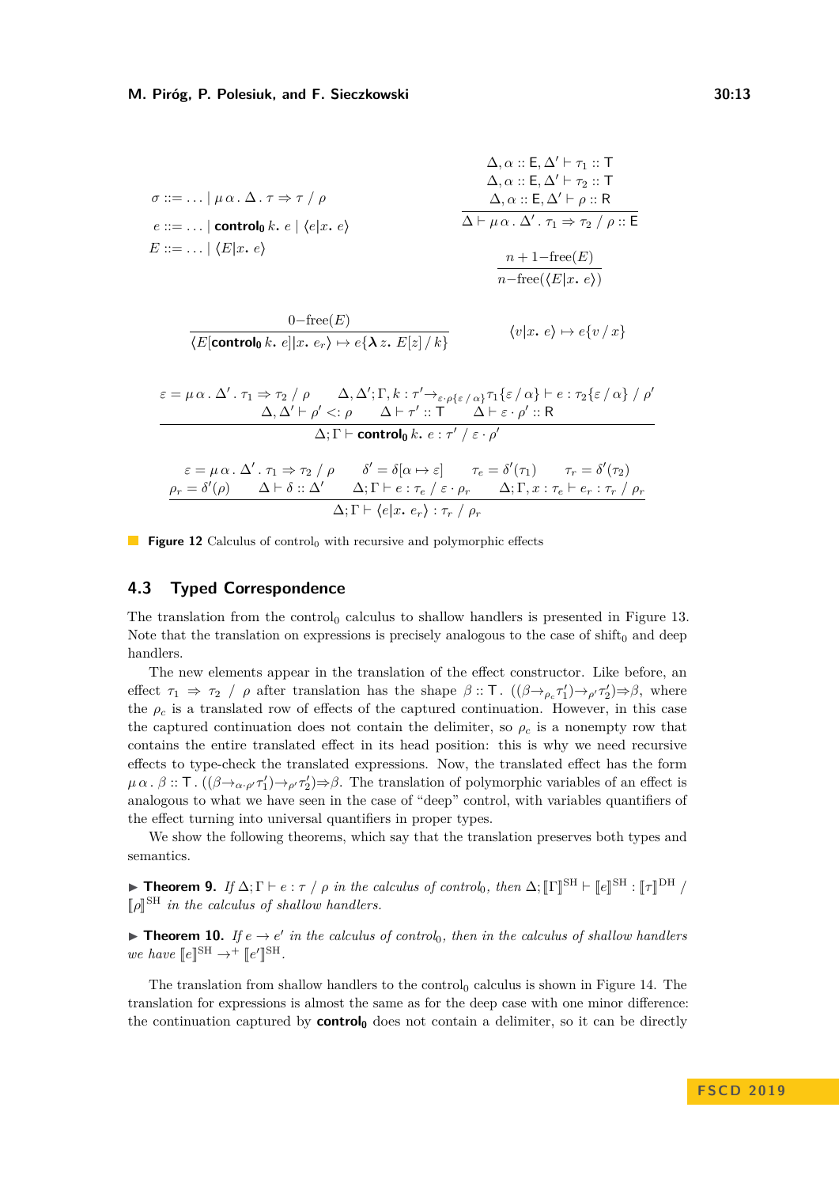$$\sigma ::= \ldots \mid \mu\,\alpha\,.\,\Delta\,.\,\tau \Rightarrow \tau \;/\; \rho$$

$$e ::= \ldots \mid \textbf{control}_{\mathbf{0}}\; k.\; e \mid \langle e | x.\; e\rangle$$

$$E ::= \ldots \mid \langle E | x.\; e\rangle$$

$$\frac{\Delta, \alpha :: \mathsf{E}, \Delta' \vdash \tau_1 :: \mathsf{T} \qquad \Delta, \alpha :: \mathsf{E}, \Delta' \vdash \tau_2 :: \mathsf{T} \qquad \Delta, \alpha :: \mathsf{E}, \Delta' \vdash \rho :: \mathsf{R}}{\Delta \vdash \mu\,\alpha\,.\,\Delta'\,.\,\tau_1 \Rightarrow \tau_2 \;/\; \rho :: \mathsf{E}}$$

$$\frac{n+1\text{−free}(E)}{n\text{−free}(\langle E | x.\; e\rangle)}$$

$$\frac{0\text{−free}(E)}{\langle E[\textbf{control}_{\mathbf{0}}\; k.\; e] | x.\; e_r\rangle \mapsto e\{\boldsymbol{\lambda}\, z.\; E[z] \,/\, k\}} \qquad \langle v | x.\; e\rangle \mapsto e\{v \,/\, x\}$$

$$\frac{\begin{array}{c}\varepsilon = \mu\,\alpha\,.\,\Delta'\,.\,\tau_1 \Rightarrow \tau_2 \;/\; \rho \qquad \Delta, \Delta'; \Gamma, k : \tau' \to_{\varepsilon \cdot \rho\{\varepsilon / \alpha\}} \tau_1\{\varepsilon / \alpha\} \vdash e : \tau_2\{\varepsilon / \alpha\} \;/\; \rho' \\ \Delta, \Delta' \vdash \rho' <: \rho \qquad \Delta \vdash \tau' :: \mathsf{T} \qquad \Delta \vdash \varepsilon \cdot \rho' :: \mathsf{R}\end{array}}{\Delta; \Gamma \vdash \textbf{control}_{\mathbf{0}}\; k.\; e : \tau' \;/\; \varepsilon \cdot \rho'}$$

$$\frac{\begin{array}{c}\varepsilon = \mu\,\alpha\,.\,\Delta'\,.\,\tau_1 \Rightarrow \tau_2 \;/\; \rho \qquad \delta' = \delta[\alpha \mapsto \varepsilon] \qquad \tau_e = \delta'(\tau_1) \qquad \tau_r = \delta'(\tau_2) \\ \rho_r = \delta'(\rho) \qquad \Delta \vdash \delta :: \Delta' \qquad \Delta; \Gamma \vdash e : \tau_e \;/\; \varepsilon \cdot \rho_r \qquad \Delta; \Gamma, x : \tau_e \vdash e_r : \tau_r \;/\; \rho_r\end{array}}{\Delta; \Gamma \vdash \langle e | x.\; e_r\rangle : \tau_r \;/\; \rho_r}$$

**Figure 12** Calculus of control$_0$ with recursive and polymorphic effects

## 4.3 Typed Correspondence

The translation from the control$_0$ calculus to shallow handlers is presented in Figure 13. Note that the translation on expressions is precisely analogous to the case of shift$_0$ and deep handlers.

The new elements appear in the translation of the effect constructor. Like before, an effect $\tau_1 \Rightarrow \tau_2 \;/\; \rho$ after translation has the shape $\beta :: \mathsf{T}\,.\;((\beta \to_{\rho_c} \tau_1') \to_{\rho'} \tau_2') \Rightarrow \beta$, where the $\rho_c$ is a translated row of effects of the captured continuation. However, in this case the captured continuation does not contain the delimiter, so $\rho_c$ is a nonempty row that contains the entire translated effect in its head position: this is why we need recursive effects to type-check the translated expressions. Now, the translated effect has the form $\mu\,\alpha\,.\,\beta :: \mathsf{T}\,.\;((\beta \to_{\alpha \cdot \rho'} \tau_1') \to_{\rho'} \tau_2') \Rightarrow \beta$. The translation of polymorphic variables of an effect is analogous to what we have seen in the case of "deep" control, with variables quantifiers of the effect turning into universal quantifiers in proper types.

We show the following theorems, which say that the translation preserves both types and semantics.

▶ **Theorem 9.** *If $\Delta; \Gamma \vdash e : \tau \;/\; \rho$ in the calculus of control$_0$, then $\Delta; [\![\Gamma]\!]^{\mathrm{SH}} \vdash [\![e]\!]^{\mathrm{SH}} : [\![\tau]\!]^{\mathrm{DH}} \;/\; [\![\rho]\!]^{\mathrm{SH}}$ in the calculus of shallow handlers.*

▶ **Theorem 10.** *If $e \to e'$ in the calculus of control$_0$, then in the calculus of shallow handlers we have $[\![e]\!]^{\mathrm{SH}} \to^+ [\![e']\!]^{\mathrm{SH}}$.*

The translation from shallow handlers to the control$_0$ calculus is shown in Figure 14. The translation for expressions is almost the same as for the deep case with one minor difference: the continuation captured by **control$_0$** does not contain a delimiter, so it can be directly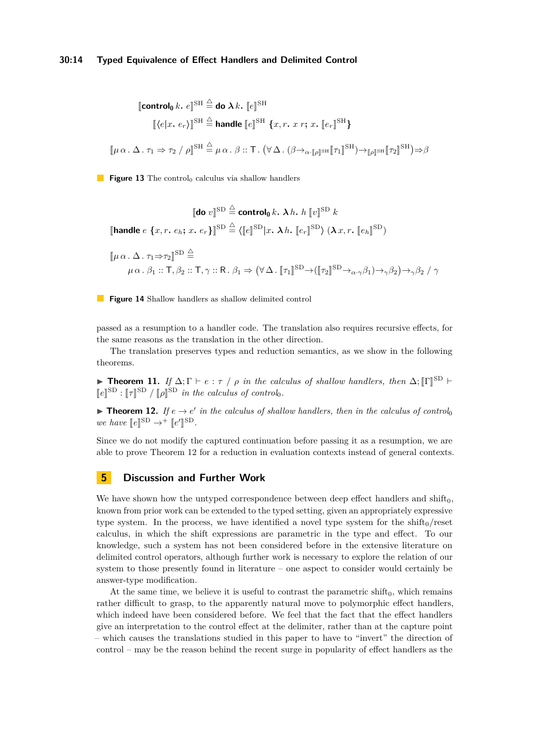$$[\![\mathbf{control_0}\ k.\ e]\!]^{\mathrm{SH}} \triangleq \mathbf{do}\ \boldsymbol{\lambda} k.\ [\![e]\!]^{\mathrm{SH}}$$

$$[\![\langle e | x.\ e_r\rangle]\!]^{\mathrm{SH}} \triangleq \mathbf{handle}\ [\![e]\!]^{\mathrm{SH}}\ \{x, r.\ x\ r\mathbf{;}\ x.\ [\![e_r]\!]^{\mathrm{SH}}\}$$

$$[\![\mu\,\alpha\,.\,\Delta\,.\,\tau_1 \Rightarrow \tau_2\ /\ \rho]\!]^{\mathrm{SH}} \triangleq \mu\,\alpha\,.\,\beta :: \mathsf{T}\,.\,\big(\forall\,\Delta\,.\,(\beta{\rightarrow_{\alpha\cdot[\![\rho]\!]^{\mathrm{SH}}}}[\![\tau_1]\!]^{\mathrm{SH}}){\rightarrow_{[\![\rho]\!]^{\mathrm{SH}}}}[\![\tau_2]\!]^{\mathrm{SH}}\big){\Rightarrow}\beta$$

**Figure 13** The $\text{control}_0$ calculus via shallow handlers

$$[\![\mathbf{do}\ v]\!]^{\mathrm{SD}} \triangleq \mathbf{control_0}\ k.\ \boldsymbol{\lambda} h.\ h\ [\![v]\!]^{\mathrm{SD}}\ k$$

$$[\![\mathbf{handle}\ e\ \{x, r.\ e_h\mathbf{;}\ x.\ e_r\}]\!]^{\mathrm{SD}} \triangleq \langle [\![e]\!]^{\mathrm{SD}} | x.\ \boldsymbol{\lambda} h.\ [\![e_r]\!]^{\mathrm{SD}}\rangle\ (\boldsymbol{\lambda}\, x, r.\ [\![e_h]\!]^{\mathrm{SD}})$$

$$[\![\mu\,\alpha\,.\,\Delta\,.\,\tau_1{\Rightarrow}\tau_2]\!]^{\mathrm{SD}} \triangleq$$
$$\mu\,\alpha\,.\,\beta_1 :: \mathsf{T}, \beta_2 :: \mathsf{T}, \gamma :: \mathsf{R}\,.\,\beta_1 \Rightarrow \big(\forall\,\Delta\,.\,[\![\tau_1]\!]^{\mathrm{SD}}{\rightarrow}([\![\tau_2]\!]^{\mathrm{SD}}{\rightarrow_{\alpha\cdot\gamma}}\beta_1){\rightarrow_{\gamma}}\beta_2\big){\rightarrow_{\gamma}}\beta_2\ /\ \gamma$$

**Figure 14** Shallow handlers as shallow delimited control

passed as a resumption to a handler code. The translation also requires recursive effects, for the same reasons as the translation in the other direction.

The translation preserves types and reduction semantics, as we show in the following theorems.

▶ **Theorem 11.** *If $\Delta; \Gamma \vdash e : \tau\ /\ \rho$ in the calculus of shallow handlers, then $\Delta; [\![\Gamma]\!]^{\mathrm{SD}} \vdash [\![e]\!]^{\mathrm{SD}} : [\![\tau]\!]^{\mathrm{SD}}\ /\ [\![\rho]\!]^{\mathrm{SD}}$ in the calculus of $\text{control}_0$.*

▶ **Theorem 12.** *If $e \to e'$ in the calculus of shallow handlers, then in the calculus of $\text{control}_0$ we have $[\![e]\!]^{\mathrm{SD}} \to^{+} [\![e']\!]^{\mathrm{SD}}$.*

Since we do not modify the captured continuation before passing it as a resumption, we are able to prove Theorem 12 for a reduction in evaluation contexts instead of general contexts.

## 5 Discussion and Further Work

We have shown how the untyped correspondence between deep effect handlers and $\text{shift}_0$, known from prior work can be extended to the typed setting, given an appropriately expressive type system. In the process, we have identified a novel type system for the $\text{shift}_0$/reset calculus, in which the shift expressions are parametric in the type and effect. To our knowledge, such a system has not been considered before in the extensive literature on delimited control operators, although further work is necessary to explore the relation of our system to those presently found in literature – one aspect to consider would certainly be answer-type modification.

At the same time, we believe it is useful to contrast the parametric $\text{shift}_0$, which remains rather difficult to grasp, to the apparently natural move to polymorphic effect handlers, which indeed have been considered before. We feel that the fact that the effect handlers give an interpretation to the control effect at the delimiter, rather than at the capture point – which causes the translations studied in this paper to have to "invert" the direction of control – may be the reason behind the recent surge in popularity of effect handlers as the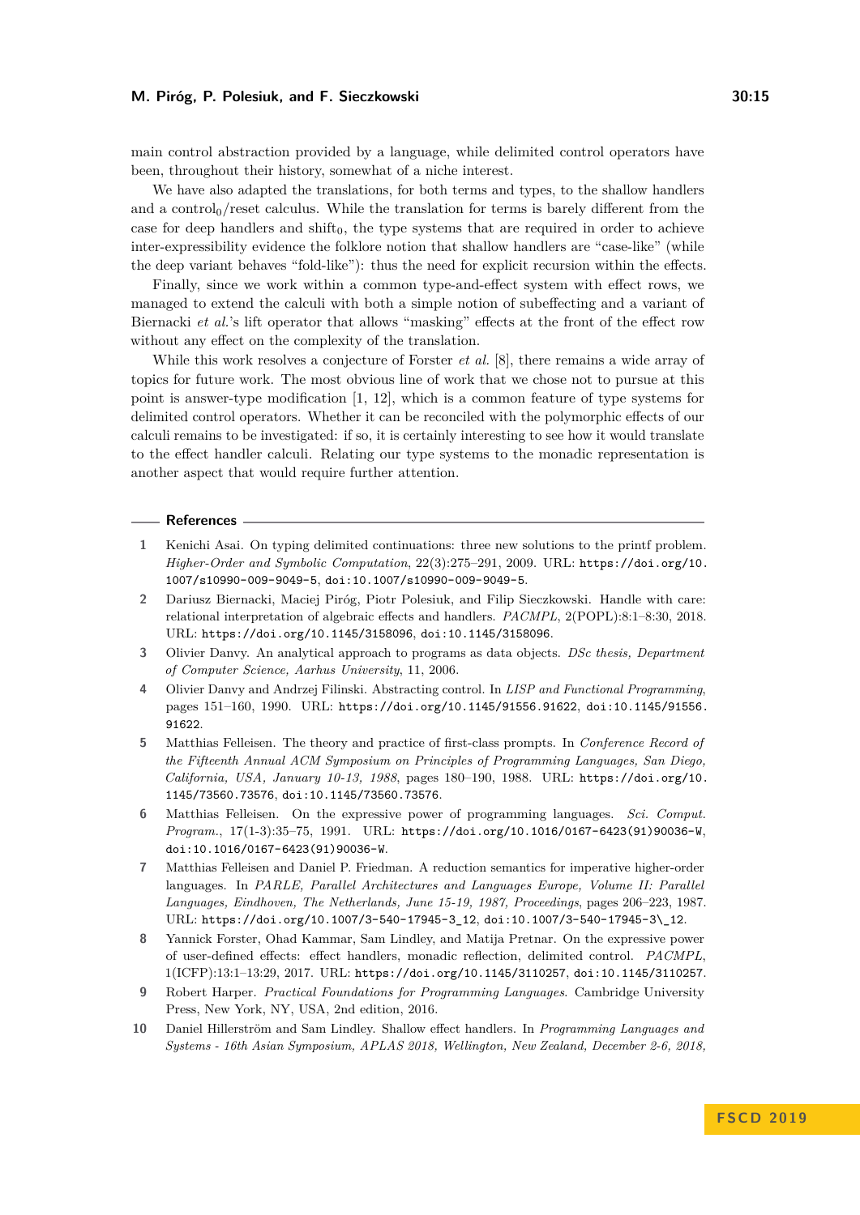main control abstraction provided by a language, while delimited control operators have been, throughout their history, somewhat of a niche interest.

We have also adapted the translations, for both terms and types, to the shallow handlers and a control$_0$/reset calculus. While the translation for terms is barely different from the case for deep handlers and shift$_0$, the type systems that are required in order to achieve inter-expressibility evidence the folklore notion that shallow handlers are "case-like" (while the deep variant behaves "fold-like"): thus the need for explicit recursion within the effects.

Finally, since we work within a common type-and-effect system with effect rows, we managed to extend the calculi with both a simple notion of subeffecting and a variant of Biernacki *et al.*'s lift operator that allows "masking" effects at the front of the effect row without any effect on the complexity of the translation.

While this work resolves a conjecture of Forster *et al.* [8], there remains a wide array of topics for future work. The most obvious line of work that we chose not to pursue at this point is answer-type modification [1, 12], which is a common feature of type systems for delimited control operators. Whether it can be reconciled with the polymorphic effects of our calculi remains to be investigated: if so, it is certainly interesting to see how it would translate to the effect handler calculi. Relating our type systems to the monadic representation is another aspect that would require further attention.

## References

1. Kenichi Asai. On typing delimited continuations: three new solutions to the printf problem. *Higher-Order and Symbolic Computation*, 22(3):275–291, 2009. URL: https://doi.org/10.1007/s10990-009-9049-5, doi:10.1007/s10990-009-9049-5.
2. Dariusz Biernacki, Maciej Piróg, Piotr Polesiuk, and Filip Sieczkowski. Handle with care: relational interpretation of algebraic effects and handlers. *PACMPL*, 2(POPL):8:1–8:30, 2018. URL: https://doi.org/10.1145/3158096, doi:10.1145/3158096.
3. Olivier Danvy. An analytical approach to programs as data objects. *DSc thesis, Department of Computer Science, Aarhus University*, 11, 2006.
4. Olivier Danvy and Andrzej Filinski. Abstracting control. In *LISP and Functional Programming*, pages 151–160, 1990. URL: https://doi.org/10.1145/91556.91622, doi:10.1145/91556.91622.
5. Matthias Felleisen. The theory and practice of first-class prompts. In *Conference Record of the Fifteenth Annual ACM Symposium on Principles of Programming Languages, San Diego, California, USA, January 10-13, 1988*, pages 180–190, 1988. URL: https://doi.org/10.1145/73560.73576, doi:10.1145/73560.73576.
6. Matthias Felleisen. On the expressive power of programming languages. *Sci. Comput. Program.*, 17(1-3):35–75, 1991. URL: https://doi.org/10.1016/0167-6423(91)90036-W, doi:10.1016/0167-6423(91)90036-W.
7. Matthias Felleisen and Daniel P. Friedman. A reduction semantics for imperative higher-order languages. In *PARLE, Parallel Architectures and Languages Europe, Volume II: Parallel Languages, Eindhoven, The Netherlands, June 15-19, 1987, Proceedings*, pages 206–223, 1987. URL: https://doi.org/10.1007/3-540-17945-3_12, doi:10.1007/3-540-17945-3\_12.
8. Yannick Forster, Ohad Kammar, Sam Lindley, and Matija Pretnar. On the expressive power of user-defined effects: effect handlers, monadic reflection, delimited control. *PACMPL*, 1(ICFP):13:1–13:29, 2017. URL: https://doi.org/10.1145/3110257, doi:10.1145/3110257.
9. Robert Harper. *Practical Foundations for Programming Languages*. Cambridge University Press, New York, NY, USA, 2nd edition, 2016.
10. Daniel Hillerström and Sam Lindley. Shallow effect handlers. In *Programming Languages and Systems - 16th Asian Symposium, APLAS 2018, Wellington, New Zealand, December 2-6, 2018,*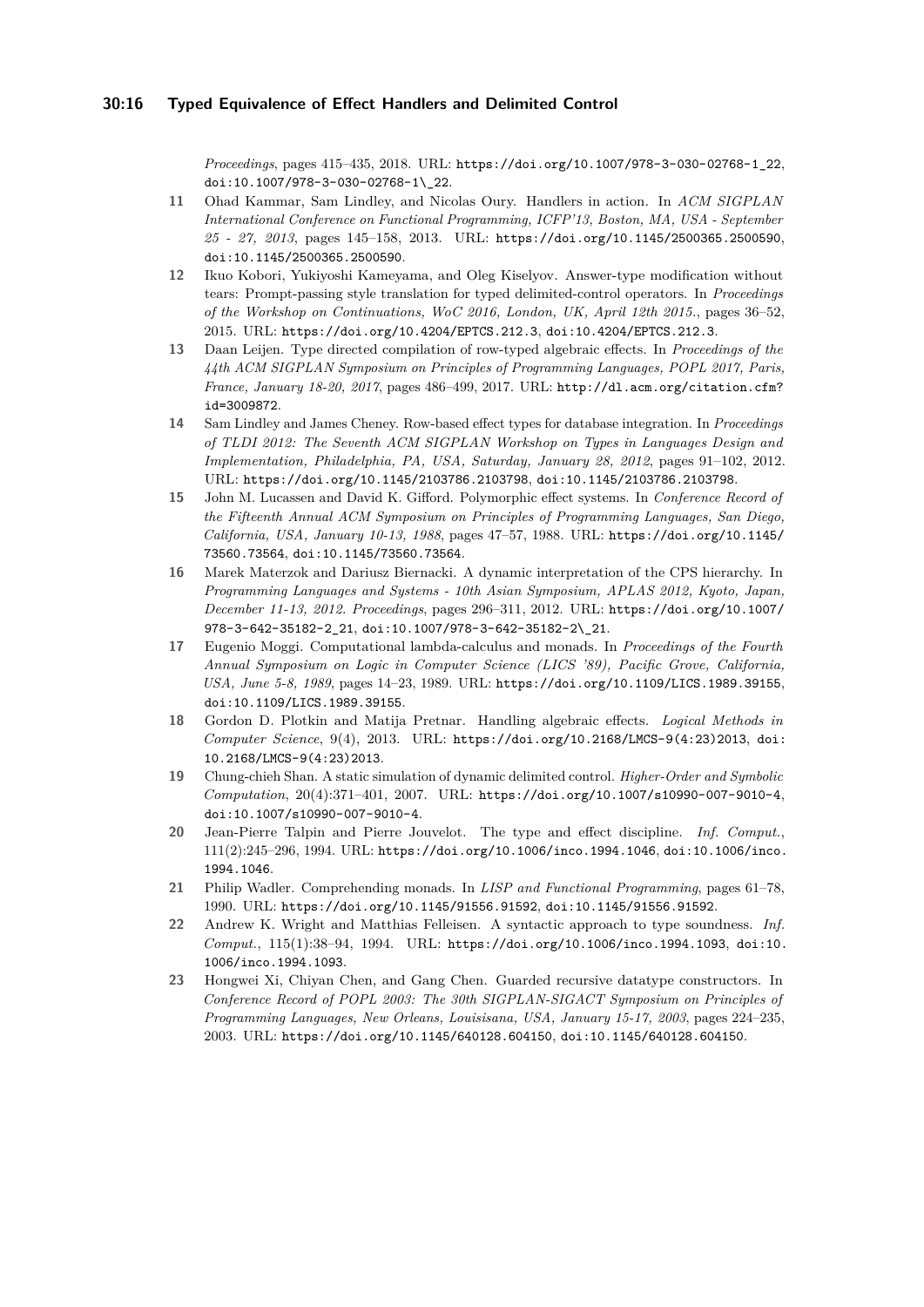*Proceedings*, pages 415–435, 2018. URL: https://doi.org/10.1007/978-3-030-02768-1_22, doi:10.1007/978-3-030-02768-1\_22.

11 Ohad Kammar, Sam Lindley, and Nicolas Oury. Handlers in action. In *ACM SIGPLAN International Conference on Functional Programming, ICFP'13, Boston, MA, USA - September 25 - 27, 2013*, pages 145–158, 2013. URL: https://doi.org/10.1145/2500365.2500590, doi:10.1145/2500365.2500590.

12 Ikuo Kobori, Yukiyoshi Kameyama, and Oleg Kiselyov. Answer-type modification without tears: Prompt-passing style translation for typed delimited-control operators. In *Proceedings of the Workshop on Continuations, WoC 2016, London, UK, April 12th 2015.*, pages 36–52, 2015. URL: https://doi.org/10.4204/EPTCS.212.3, doi:10.4204/EPTCS.212.3.

13 Daan Leijen. Type directed compilation of row-typed algebraic effects. In *Proceedings of the 44th ACM SIGPLAN Symposium on Principles of Programming Languages, POPL 2017, Paris, France, January 18-20, 2017*, pages 486–499, 2017. URL: http://dl.acm.org/citation.cfm?id=3009872.

14 Sam Lindley and James Cheney. Row-based effect types for database integration. In *Proceedings of TLDI 2012: The Seventh ACM SIGPLAN Workshop on Types in Languages Design and Implementation, Philadelphia, PA, USA, Saturday, January 28, 2012*, pages 91–102, 2012. URL: https://doi.org/10.1145/2103786.2103798, doi:10.1145/2103786.2103798.

15 John M. Lucassen and David K. Gifford. Polymorphic effect systems. In *Conference Record of the Fifteenth Annual ACM Symposium on Principles of Programming Languages, San Diego, California, USA, January 10-13, 1988*, pages 47–57, 1988. URL: https://doi.org/10.1145/73560.73564, doi:10.1145/73560.73564.

16 Marek Materzok and Dariusz Biernacki. A dynamic interpretation of the CPS hierarchy. In *Programming Languages and Systems - 10th Asian Symposium, APLAS 2012, Kyoto, Japan, December 11-13, 2012. Proceedings*, pages 296–311, 2012. URL: https://doi.org/10.1007/978-3-642-35182-2_21, doi:10.1007/978-3-642-35182-2\_21.

17 Eugenio Moggi. Computational lambda-calculus and monads. In *Proceedings of the Fourth Annual Symposium on Logic in Computer Science (LICS '89), Pacific Grove, California, USA, June 5-8, 1989*, pages 14–23, 1989. URL: https://doi.org/10.1109/LICS.1989.39155, doi:10.1109/LICS.1989.39155.

18 Gordon D. Plotkin and Matija Pretnar. Handling algebraic effects. *Logical Methods in Computer Science*, 9(4), 2013. URL: https://doi.org/10.2168/LMCS-9(4:23)2013, doi:10.2168/LMCS-9(4:23)2013.

19 Chung-chieh Shan. A static simulation of dynamic delimited control. *Higher-Order and Symbolic Computation*, 20(4):371–401, 2007. URL: https://doi.org/10.1007/s10990-007-9010-4, doi:10.1007/s10990-007-9010-4.

20 Jean-Pierre Talpin and Pierre Jouvelot. The type and effect discipline. *Inf. Comput.*, 111(2):245–296, 1994. URL: https://doi.org/10.1006/inco.1994.1046, doi:10.1006/inco.1994.1046.

21 Philip Wadler. Comprehending monads. In *LISP and Functional Programming*, pages 61–78, 1990. URL: https://doi.org/10.1145/91556.91592, doi:10.1145/91556.91592.

22 Andrew K. Wright and Matthias Felleisen. A syntactic approach to type soundness. *Inf. Comput.*, 115(1):38–94, 1994. URL: https://doi.org/10.1006/inco.1994.1093, doi:10.1006/inco.1994.1093.

23 Hongwei Xi, Chiyan Chen, and Gang Chen. Guarded recursive datatype constructors. In *Conference Record of POPL 2003: The 30th SIGPLAN-SIGACT Symposium on Principles of Programming Languages, New Orleans, Louisisana, USA, January 15-17, 2003*, pages 224–235, 2003. URL: https://doi.org/10.1145/640128.604150, doi:10.1145/640128.604150.